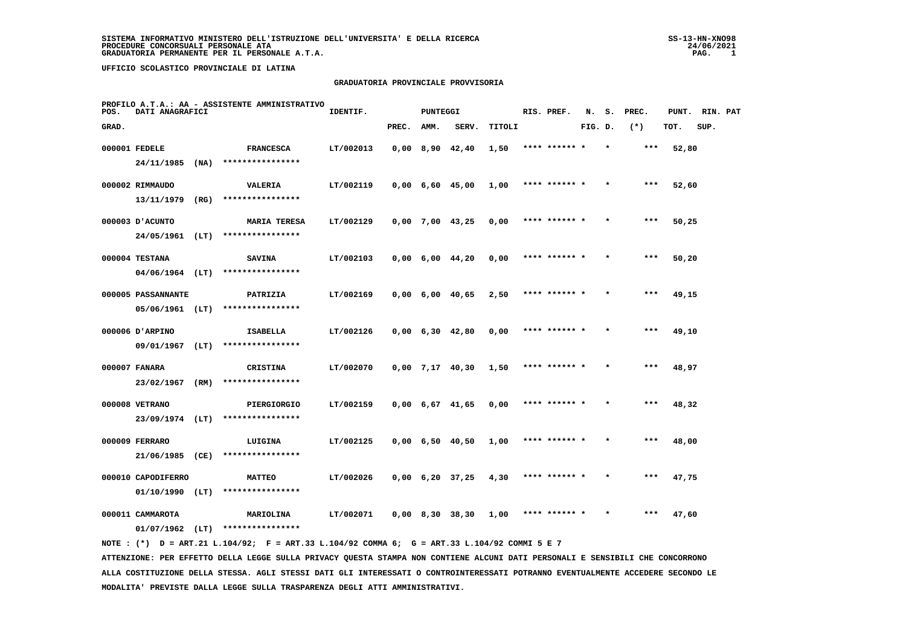SISTEMA INFORMATIVO MINISTERO DELL'ISTRUZIONE DELL'UNIVERSITA' E DELLA RICERCA
PROCEDURE CONCORSUALI PERSONALE ATA
GRADUATORIA PERMANENTE PER IL PERSONALE A.T.A.

SS-13-HN-XNO98
24/06/2021

UFFICIO SCOLASTICO PROVINCIALE DI LATINA

## GRADUATORIA PROVINCIALE PROVVISORIA

PROFILO A.T.A.: AA - ASSISTENTE AMMINISTRATIVO

| POS. GRAD. | DATI ANAGRAFICI | | IDENTIF. | PUNTEGGI PREC. | AMM. | SERV. | TITOLI | RIS. PREF. | N. S. FIG. D. | PREC. (*) | PUNT. TOT. | RIN. PAT SUP. |
|---|---|---|---|---|---|---|---|---|---|---|---|---|
| 000001 | FEDELE 24/11/1985 (NA) | FRANCESCA **************** | LT/002013 | 0,00 | 8,90 | 42,40 | 1,50 | **** ****** * | * | *** | 52,80 | |
| 000002 | RIMMAUDO 13/11/1979 (RG) | VALERIA **************** | LT/002119 | 0,00 | 6,60 | 45,00 | 1,00 | **** ****** * | * | *** | 52,60 | |
| 000003 | D'ACUNTO 24/05/1961 (LT) | MARIA TERESA **************** | LT/002129 | 0,00 | 7,00 | 43,25 | 0,00 | **** ****** * | * | *** | 50,25 | |
| 000004 | TESTANA 04/06/1964 (LT) | SAVINA **************** | LT/002103 | 0,00 | 6,00 | 44,20 | 0,00 | **** ****** * | * | *** | 50,20 | |
| 000005 | PASSANNANTE 05/06/1961 (LT) | PATRIZIA **************** | LT/002169 | 0,00 | 6,00 | 40,65 | 2,50 | **** ****** * | * | *** | 49,15 | |
| 000006 | D'ARPINO 09/01/1967 (LT) | ISABELLA **************** | LT/002126 | 0,00 | 6,30 | 42,80 | 0,00 | **** ****** * | * | *** | 49,10 | |
| 000007 | FANARA 23/02/1967 (RM) | CRISTINA **************** | LT/002070 | 0,00 | 7,17 | 40,30 | 1,50 | **** ****** * | * | *** | 48,97 | |
| 000008 | VETRANO 23/09/1974 (LT) | PIERGIORGIO **************** | LT/002159 | 0,00 | 6,67 | 41,65 | 0,00 | **** ****** * | * | *** | 48,32 | |
| 000009 | FERRARO 21/06/1985 (CE) | LUIGINA **************** | LT/002125 | 0,00 | 6,50 | 40,50 | 1,00 | **** ****** * | * | *** | 48,00 | |
| 000010 | CAPODIFERRO 01/10/1990 (LT) | MATTEO **************** | LT/002026 | 0,00 | 6,20 | 37,25 | 4,30 | **** ****** * | * | *** | 47,75 | |
| 000011 | CAMMAROTA 01/07/1962 (LT) | MARIOLINA **************** | LT/002071 | 0,00 | 8,30 | 38,30 | 1,00 | **** ****** * | * | *** | 47,60 | |

NOTE : (*) D = ART.21 L.104/92; F = ART.33 L.104/92 COMMA 6; G = ART.33 L.104/92 COMMI 5 E 7

ATTENZIONE: PER EFFETTO DELLA LEGGE SULLA PRIVACY QUESTA STAMPA NON CONTIENE ALCUNI DATI PERSONALI E SENSIBILI CHE CONCORRONO ALLA COSTITUZIONE DELLA STESSA. AGLI STESSI DATI GLI INTERESSATI O CONTROINTERESSATI POTRANNO EVENTUALMENTE ACCEDERE SECONDO LE MODALITA' PREVISTE DALLA LEGGE SULLA TRASPARENZA DEGLI ATTI AMMINISTRATIVI.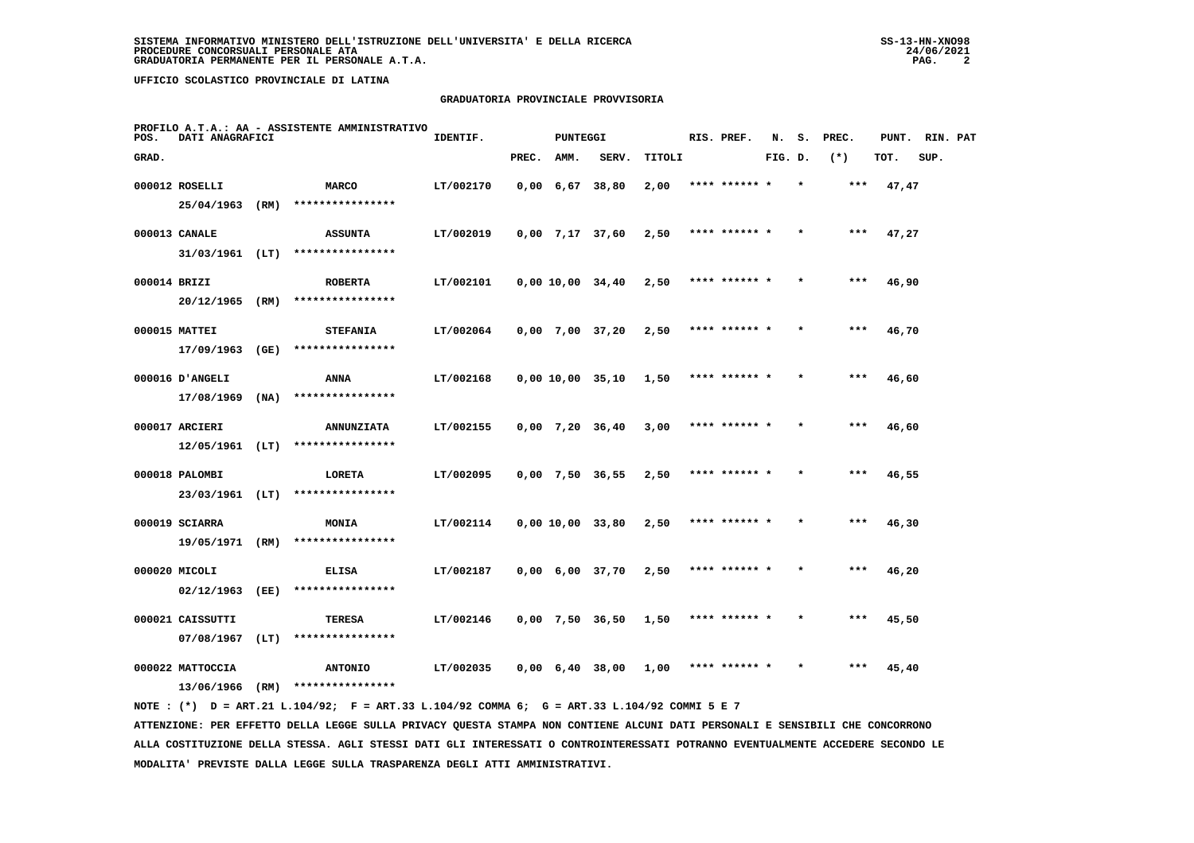SISTEMA INFORMATIVO MINISTERO DELL'ISTRUZIONE DELL'UNIVERSITA' E DELLA RICERCA
PROCEDURE CONCORSUALI PERSONALE ATA
GRADUATORIA PERMANENTE PER IL PERSONALE A.T.A.

UFFICIO SCOLASTICO PROVINCIALE DI LATINA

GRADUATORIA PROVINCIALE PROVVISORIA

PROFILO A.T.A.: AA - ASSISTENTE AMMINISTRATIVO

| POS. GRAD. | DATI ANAGRAFICI | | IDENTIF. | PUNTEGGI PREC. | AMM. | SERV. | TITOLI | RIS. PREF. | N. S. FIG. D. | PREC. (*) | PUNT. TOT. | RIN. PAT SUP. |
|---|---|---|---|---|---|---|---|---|---|---|---|---|
| 000012 | ROSELLI 25/04/1963 (RM) | MARCO **************** | LT/002170 | 0,00 | 6,67 | 38,80 | 2,00 | **** ****** * | * | *** | 47,47 | |
| 000013 | CANALE 31/03/1961 (LT) | ASSUNTA **************** | LT/002019 | 0,00 | 7,17 | 37,60 | 2,50 | **** ****** * | * | *** | 47,27 | |
| 000014 | BRIZI 20/12/1965 (RM) | ROBERTA **************** | LT/002101 | 0,00 | 10,00 | 34,40 | 2,50 | **** ****** * | * | *** | 46,90 | |
| 000015 | MATTEI 17/09/1963 (GE) | STEFANIA **************** | LT/002064 | 0,00 | 7,00 | 37,20 | 2,50 | **** ****** * | * | *** | 46,70 | |
| 000016 | D'ANGELI 17/08/1969 (NA) | ANNA **************** | LT/002168 | 0,00 | 10,00 | 35,10 | 1,50 | **** ****** * | * | *** | 46,60 | |
| 000017 | ARCIERI 12/05/1961 (LT) | ANNUNZIATA **************** | LT/002155 | 0,00 | 7,20 | 36,40 | 3,00 | **** ****** * | * | *** | 46,60 | |
| 000018 | PALOMBI 23/03/1961 (LT) | LORETA **************** | LT/002095 | 0,00 | 7,50 | 36,55 | 2,50 | **** ****** * | * | *** | 46,55 | |
| 000019 | SCIARRA 19/05/1971 (RM) | MONIA **************** | LT/002114 | 0,00 | 10,00 | 33,80 | 2,50 | **** ****** * | * | *** | 46,30 | |
| 000020 | MICOLI 02/12/1963 (EE) | ELISA **************** | LT/002187 | 0,00 | 6,00 | 37,70 | 2,50 | **** ****** * | * | *** | 46,20 | |
| 000021 | CAISSUTTI 07/08/1967 (LT) | TERESA **************** | LT/002146 | 0,00 | 7,50 | 36,50 | 1,50 | **** ****** * | * | *** | 45,50 | |
| 000022 | MATTOCCIA 13/06/1966 (RM) | ANTONIO **************** | LT/002035 | 0,00 | 6,40 | 38,00 | 1,00 | **** ****** * | * | *** | 45,40 | |

NOTE : (*) D = ART.21 L.104/92; F = ART.33 L.104/92 COMMA 6; G = ART.33 L.104/92 COMMI 5 E 7

ATTENZIONE: PER EFFETTO DELLA LEGGE SULLA PRIVACY QUESTA STAMPA NON CONTIENE ALCUNI DATI PERSONALI E SENSIBILI CHE CONCORRONO ALLA COSTITUZIONE DELLA STESSA. AGLI STESSI DATI GLI INTERESSATI O CONTROINTERESSATI POTRANNO EVENTUALMENTE ACCEDERE SECONDO LE MODALITA' PREVISTE DALLA LEGGE SULLA TRASPARENZA DEGLI ATTI AMMINISTRATIVI.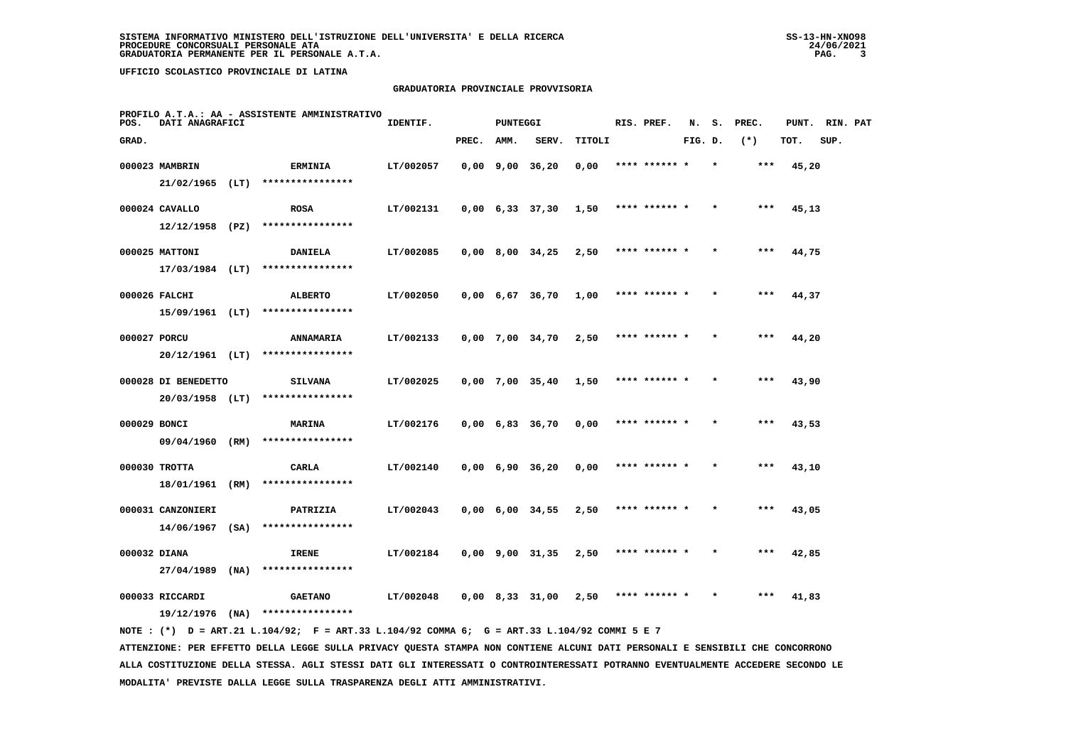SISTEMA INFORMATIVO MINISTERO DELL'ISTRUZIONE DELL'UNIVERSITA' E DELLA RICERCA
PROCEDURE CONCORSUALI PERSONALE ATA
GRADUATORIA PERMANENTE PER IL PERSONALE A.T.A.

UFFICIO SCOLASTICO PROVINCIALE DI LATINA

## GRADUATORIA PROVINCIALE PROVVISORIA

PROFILO A.T.A.: AA - ASSISTENTE AMMINISTRATIVO

| POS. GRAD. | DATI ANAGRAFICI | | IDENTIF. | PREC. | AMM. | SERV. | TITOLI | RIS. PREF. | N. FIG. | S. D. | PREC. (*) | PUNT. TOT. | RIN. SUP. | PAT |
|---|---|---|---|---|---|---|---|---|---|---|---|---|---|---|
| 000023 | MAMBRIN 21/02/1965 (LT) | ERMINIA **************** | LT/002057 | 0,00 | 9,00 | 36,20 | 0,00 | **** ****** * | | * | *** | 45,20 | | |
| 000024 | CAVALLO 12/12/1958 (PZ) | ROSA **************** | LT/002131 | 0,00 | 6,33 | 37,30 | 1,50 | **** ****** * | | * | *** | 45,13 | | |
| 000025 | MATTONI 17/03/1984 (LT) | DANIELA **************** | LT/002085 | 0,00 | 8,00 | 34,25 | 2,50 | **** ****** * | | * | *** | 44,75 | | |
| 000026 | FALCHI 15/09/1961 (LT) | ALBERTO **************** | LT/002050 | 0,00 | 6,67 | 36,70 | 1,00 | **** ****** * | | * | *** | 44,37 | | |
| 000027 | PORCU 20/12/1961 (LT) | ANNAMARIA **************** | LT/002133 | 0,00 | 7,00 | 34,70 | 2,50 | **** ****** * | | * | *** | 44,20 | | |
| 000028 | DI BENEDETTO 20/03/1958 (LT) | SILVANA **************** | LT/002025 | 0,00 | 7,00 | 35,40 | 1,50 | **** ****** * | | * | *** | 43,90 | | |
| 000029 | BONCI 09/04/1960 (RM) | MARINA **************** | LT/002176 | 0,00 | 6,83 | 36,70 | 0,00 | **** ****** * | | * | *** | 43,53 | | |
| 000030 | TROTTA 18/01/1961 (RM) | CARLA **************** | LT/002140 | 0,00 | 6,90 | 36,20 | 0,00 | **** ****** * | | * | *** | 43,10 | | |
| 000031 | CANZONIERI 14/06/1967 (SA) | PATRIZIA **************** | LT/002043 | 0,00 | 6,00 | 34,55 | 2,50 | **** ****** * | | * | *** | 43,05 | | |
| 000032 | DIANA 27/04/1989 (NA) | IRENE **************** | LT/002184 | 0,00 | 9,00 | 31,35 | 2,50 | **** ****** * | | * | *** | 42,85 | | |
| 000033 | RICCARDI 19/12/1976 (NA) | GAETANO **************** | LT/002048 | 0,00 | 8,33 | 31,00 | 2,50 | **** ****** * | | * | *** | 41,83 | | |

NOTE : (*) D = ART.21 L.104/92; F = ART.33 L.104/92 COMMA 6; G = ART.33 L.104/92 COMMI 5 E 7

ATTENZIONE: PER EFFETTO DELLA LEGGE SULLA PRIVACY QUESTA STAMPA NON CONTIENE ALCUNI DATI PERSONALI E SENSIBILI CHE CONCORRONO ALLA COSTITUZIONE DELLA STESSA. AGLI STESSI DATI GLI INTERESSATI O CONTROINTERESSATI POTRANNO EVENTUALMENTE ACCEDERE SECONDO LE MODALITA' PREVISTE DALLA LEGGE SULLA TRASPARENZA DEGLI ATTI AMMINISTRATIVI.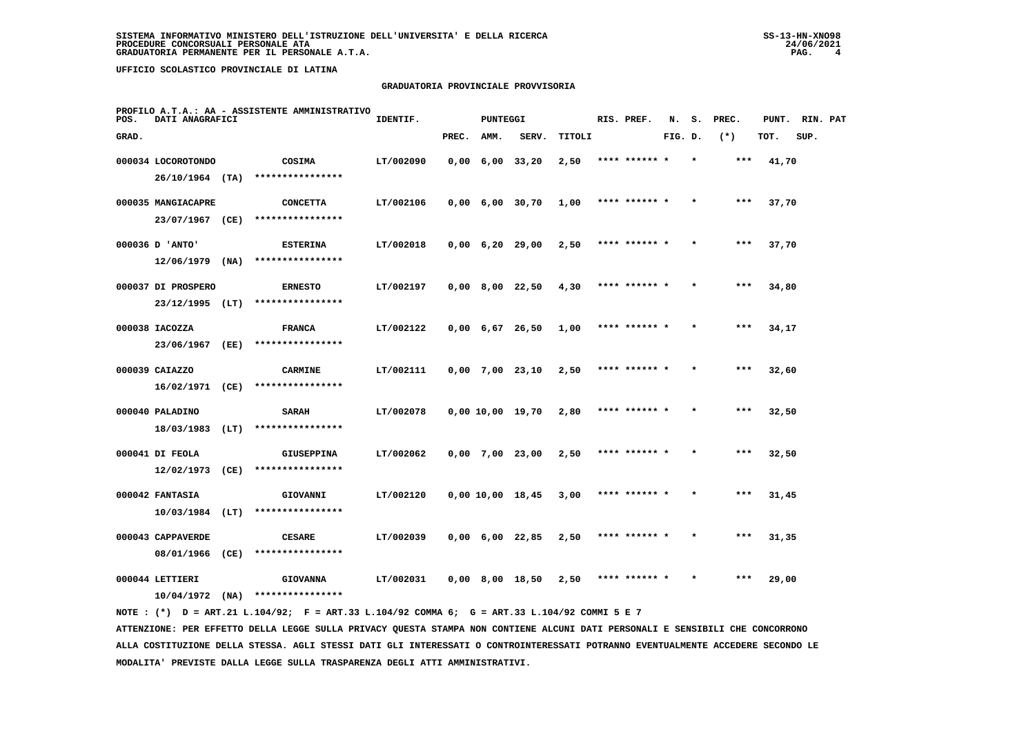**SISTEMA INFORMATIVO MINISTERO DELL'ISTRUZIONE DELL'UNIVERSITA' E DELLA RICERCA**
**PROCEDURE CONCORSUALI PERSONALE ATA**
**GRADUATORIA PERMANENTE PER IL PERSONALE A.T.A.**

SS-13-HN-XNO98
24/06/2021

**UFFICIO SCOLASTICO PROVINCIALE DI LATINA**

## GRADUATORIA PROVINCIALE PROVVISORIA

PROFILO A.T.A.: AA - ASSISTENTE AMMINISTRATIVO

| POS. GRAD. | DATI ANAGRAFICI | | IDENTIF. | PUNTEGGI PREC. | AMM. | SERV. | TITOLI | RIS. PREF. | N. FIG. | S. D. | PREC. (*) | PUNT. TOT. | RIN. SUP. | PAT |
|---|---|---|---|---|---|---|---|---|---|---|---|---|---|---|
| 000034 | LOCOROTONDO 26/10/1964 (TA) | COSIMA **************** | LT/002090 | 0,00 | 6,00 | 33,20 | 2,50 | **** ****** * | | * | *** | 41,70 | | |
| 000035 | MANGIACAPRE 23/07/1967 (CE) | CONCETTA **************** | LT/002106 | 0,00 | 6,00 | 30,70 | 1,00 | **** ****** * | | * | *** | 37,70 | | |
| 000036 | D 'ANTO' 12/06/1979 (NA) | ESTERINA **************** | LT/002018 | 0,00 | 6,20 | 29,00 | 2,50 | **** ****** * | | * | *** | 37,70 | | |
| 000037 | DI PROSPERO 23/12/1995 (LT) | ERNESTO **************** | LT/002197 | 0,00 | 8,00 | 22,50 | 4,30 | **** ****** * | | * | *** | 34,80 | | |
| 000038 | IACOZZA 23/06/1967 (EE) | FRANCA **************** | LT/002122 | 0,00 | 6,67 | 26,50 | 1,00 | **** ****** * | | * | *** | 34,17 | | |
| 000039 | CAIAZZO 16/02/1971 (CE) | CARMINE **************** | LT/002111 | 0,00 | 7,00 | 23,10 | 2,50 | **** ****** * | | * | *** | 32,60 | | |
| 000040 | PALADINO 18/03/1983 (LT) | SARAH **************** | LT/002078 | 0,00 | 10,00 | 19,70 | 2,80 | **** ****** * | | * | *** | 32,50 | | |
| 000041 | DI FEOLA 12/02/1973 (CE) | GIUSEPPINA **************** | LT/002062 | 0,00 | 7,00 | 23,00 | 2,50 | **** ****** * | | * | *** | 32,50 | | |
| 000042 | FANTASIA 10/03/1984 (LT) | GIOVANNI **************** | LT/002120 | 0,00 | 10,00 | 18,45 | 3,00 | **** ****** * | | * | *** | 31,45 | | |
| 000043 | CAPPAVERDE 08/01/1966 (CE) | CESARE **************** | LT/002039 | 0,00 | 6,00 | 22,85 | 2,50 | **** ****** * | | * | *** | 31,35 | | |
| 000044 | LETTIERI 10/04/1972 (NA) | GIOVANNA **************** | LT/002031 | 0,00 | 8,00 | 18,50 | 2,50 | **** ****** * | | * | *** | 29,00 | | |

NOTE : (*) D = ART.21 L.104/92; F = ART.33 L.104/92 COMMA 6; G = ART.33 L.104/92 COMMI 5 E 7

ATTENZIONE: PER EFFETTO DELLA LEGGE SULLA PRIVACY QUESTA STAMPA NON CONTIENE ALCUNI DATI PERSONALI E SENSIBILI CHE CONCORRONO ALLA COSTITUZIONE DELLA STESSA. AGLI STESSI DATI GLI INTERESSATI O CONTROINTERESSATI POTRANNO EVENTUALMENTE ACCEDERE SECONDO LE MODALITA' PREVISTE DALLA LEGGE SULLA TRASPARENZA DEGLI ATTI AMMINISTRATIVI.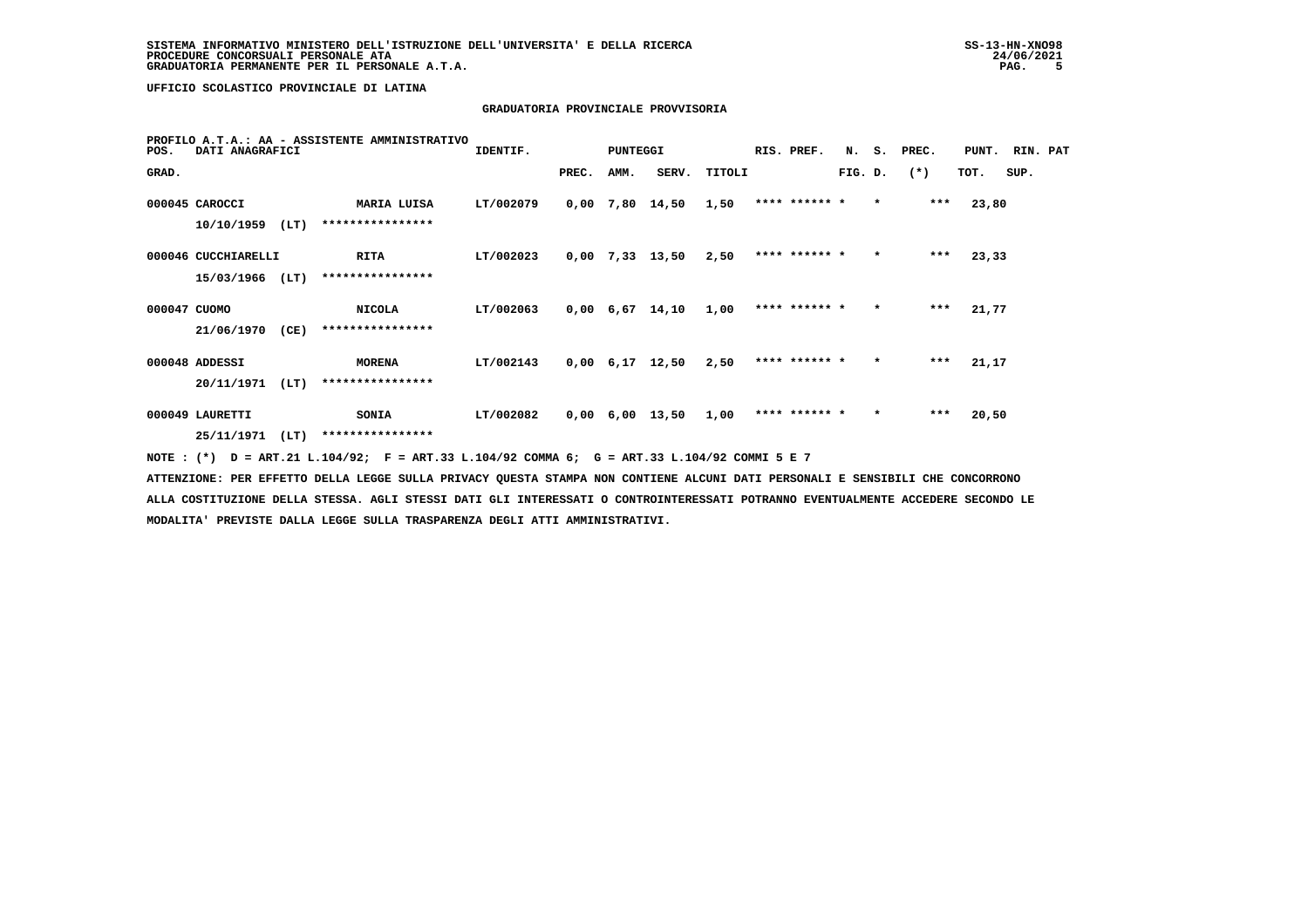SISTEMA INFORMATIVO MINISTERO DELL'ISTRUZIONE DELL'UNIVERSITA' E DELLA RICERCA
PROCEDURE CONCORSUALI PERSONALE ATA
GRADUATORIA PERMANENTE PER IL PERSONALE A.T.A.

SS-13-HN-XNO98
24/06/2021

UFFICIO SCOLASTICO PROVINCIALE DI LATINA

GRADUATORIA PROVINCIALE PROVVISORIA

PROFILO A.T.A.: AA - ASSISTENTE AMMINISTRATIVO

| POS. GRAD. | DATI ANAGRAFICI | | IDENTIF. | PUNTEGGI PREC. | AMM. | SERV. | TITOLI | RIS. PREF. | N. S. FIG. D. | PREC. (*) | PUNT. TOT. | RIN. PAT SUP. |
|---|---|---|---|---|---|---|---|---|---|---|---|---|
| 000045 | CAROCCI 10/10/1959 (LT) | MARIA LUISA **************** | LT/002079 | 0,00 | 7,80 | 14,50 | 1,50 | **** ****** * | * | *** | 23,80 | |
| 000046 | CUCCHIARELLI 15/03/1966 (LT) | RITA **************** | LT/002023 | 0,00 | 7,33 | 13,50 | 2,50 | **** ****** * | * | *** | 23,33 | |
| 000047 | CUOMO 21/06/1970 (CE) | NICOLA **************** | LT/002063 | 0,00 | 6,67 | 14,10 | 1,00 | **** ****** * | * | *** | 21,77 | |
| 000048 | ADDESSI 20/11/1971 (LT) | MORENA **************** | LT/002143 | 0,00 | 6,17 | 12,50 | 2,50 | **** ****** * | * | *** | 21,17 | |
| 000049 | LAURETTI 25/11/1971 (LT) | SONIA **************** | LT/002082 | 0,00 | 6,00 | 13,50 | 1,00 | **** ****** * | * | *** | 20,50 | |

NOTE : (*) D = ART.21 L.104/92; F = ART.33 L.104/92 COMMA 6; G = ART.33 L.104/92 COMMI 5 E 7

ATTENZIONE: PER EFFETTO DELLA LEGGE SULLA PRIVACY QUESTA STAMPA NON CONTIENE ALCUNI DATI PERSONALI E SENSIBILI CHE CONCORRONO ALLA COSTITUZIONE DELLA STESSA. AGLI STESSI DATI GLI INTERESSATI O CONTROINTERESSATI POTRANNO EVENTUALMENTE ACCEDERE SECONDO LE MODALITA' PREVISTE DALLA LEGGE SULLA TRASPARENZA DEGLI ATTI AMMINISTRATIVI.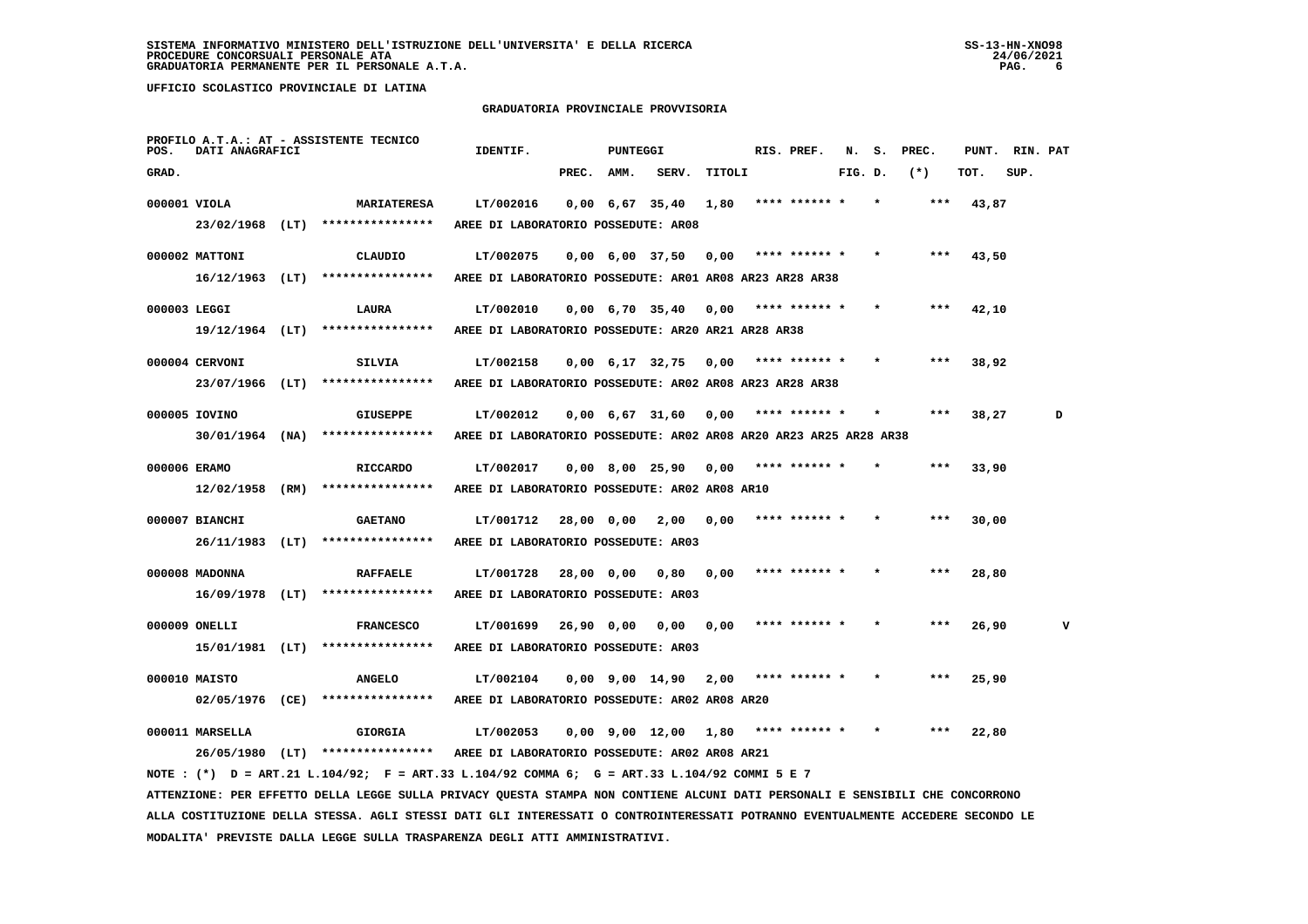SISTEMA INFORMATIVO MINISTERO DELL'ISTRUZIONE DELL'UNIVERSITA' E DELLA RICERCA
PROCEDURE CONCORSUALI PERSONALE ATA
GRADUATORIA PERMANENTE PER IL PERSONALE A.T.A.

UFFICIO SCOLASTICO PROVINCIALE DI LATINA

## GRADUATORIA PROVINCIALE PROVVISORIA

PROFILO A.T.A.: AT - ASSISTENTE TECNICO

| POS. GRAD. | DATI ANAGRAFICI | | IDENTIF. | PREC. | AMM. | SERV. | TITOLI | RIS. PREF. | N. FIG. | S. D. | PREC. (*) | PUNT. TOT. | RIN. SUP. | PAT |
|---|---|---|---|---|---|---|---|---|---|---|---|---|---|---|
| 000001 | VIOLA 23/02/1968 (LT) | MARIATERESA **************** | LT/002016 | 0,00 | 6,67 | 35,40 | 1,80 | **** ****** * | * | | *** | 43,87 | | |
| | AREE DI LABORATORIO POSSEDUTE: AR08 | | | | | | | | | | | | | |
| 000002 | MATTONI 16/12/1963 (LT) | CLAUDIO **************** | LT/002075 | 0,00 | 6,00 | 37,50 | 0,00 | **** ****** * | * | | *** | 43,50 | | |
| | AREE DI LABORATORIO POSSEDUTE: AR01 AR08 AR23 AR28 AR38 | | | | | | | | | | | | | |
| 000003 | LEGGI 19/12/1964 (LT) | LAURA **************** | LT/002010 | 0,00 | 6,70 | 35,40 | 0,00 | **** ****** * | * | | *** | 42,10 | | |
| | AREE DI LABORATORIO POSSEDUTE: AR20 AR21 AR28 AR38 | | | | | | | | | | | | | |
| 000004 | CERVONI 23/07/1966 (LT) | SILVIA **************** | LT/002158 | 0,00 | 6,17 | 32,75 | 0,00 | **** ****** * | * | | *** | 38,92 | | |
| | AREE DI LABORATORIO POSSEDUTE: AR02 AR08 AR23 AR28 AR38 | | | | | | | | | | | | | |
| 000005 | IOVINO 30/01/1964 (NA) | GIUSEPPE **************** | LT/002012 | 0,00 | 6,67 | 31,60 | 0,00 | **** ****** * | * | | *** | 38,27 | | D |
| | AREE DI LABORATORIO POSSEDUTE: AR02 AR08 AR20 AR23 AR25 AR28 AR38 | | | | | | | | | | | | | |
| 000006 | ERAMO 12/02/1958 (RM) | RICCARDO **************** | LT/002017 | 0,00 | 8,00 | 25,90 | 0,00 | **** ****** * | * | | *** | 33,90 | | |
| | AREE DI LABORATORIO POSSEDUTE: AR02 AR08 AR10 | | | | | | | | | | | | | |
| 000007 | BIANCHI 26/11/1983 (LT) | GAETANO **************** | LT/001712 | 28,00 | 0,00 | 2,00 | 0,00 | **** ****** * | * | | *** | 30,00 | | |
| | AREE DI LABORATORIO POSSEDUTE: AR03 | | | | | | | | | | | | | |
| 000008 | MADONNA 16/09/1978 (LT) | RAFFAELE **************** | LT/001728 | 28,00 | 0,00 | 0,80 | 0,00 | **** ****** * | * | | *** | 28,80 | | |
| | AREE DI LABORATORIO POSSEDUTE: AR03 | | | | | | | | | | | | | |
| 000009 | ONELLI 15/01/1981 (LT) | FRANCESCO **************** | LT/001699 | 26,90 | 0,00 | 0,00 | 0,00 | **** ****** * | * | | *** | 26,90 | | V |
| | AREE DI LABORATORIO POSSEDUTE: AR03 | | | | | | | | | | | | | |
| 000010 | MAISTO 02/05/1976 (CE) | ANGELO **************** | LT/002104 | 0,00 | 9,00 | 14,90 | 2,00 | **** ****** * | * | | *** | 25,90 | | |
| | AREE DI LABORATORIO POSSEDUTE: AR02 AR08 AR20 | | | | | | | | | | | | | |
| 000011 | MARSELLA 26/05/1980 (LT) | GIORGIA **************** | LT/002053 | 0,00 | 9,00 | 12,00 | 1,80 | **** ****** * | * | | *** | 22,80 | | |
| | AREE DI LABORATORIO POSSEDUTE: AR02 AR08 AR21 | | | | | | | | | | | | | |

NOTE : (*) D = ART.21 L.104/92; F = ART.33 L.104/92 COMMA 6; G = ART.33 L.104/92 COMMI 5 E 7

ATTENZIONE: PER EFFETTO DELLA LEGGE SULLA PRIVACY QUESTA STAMPA NON CONTIENE ALCUNI DATI PERSONALI E SENSIBILI CHE CONCORRONO ALLA COSTITUZIONE DELLA STESSA. AGLI STESSI DATI GLI INTERESSATI O CONTROINTERESSATI POTRANNO EVENTUALMENTE ACCEDERE SECONDO LE MODALITA' PREVISTE DALLA LEGGE SULLA TRASPARENZA DEGLI ATTI AMMINISTRATIVI.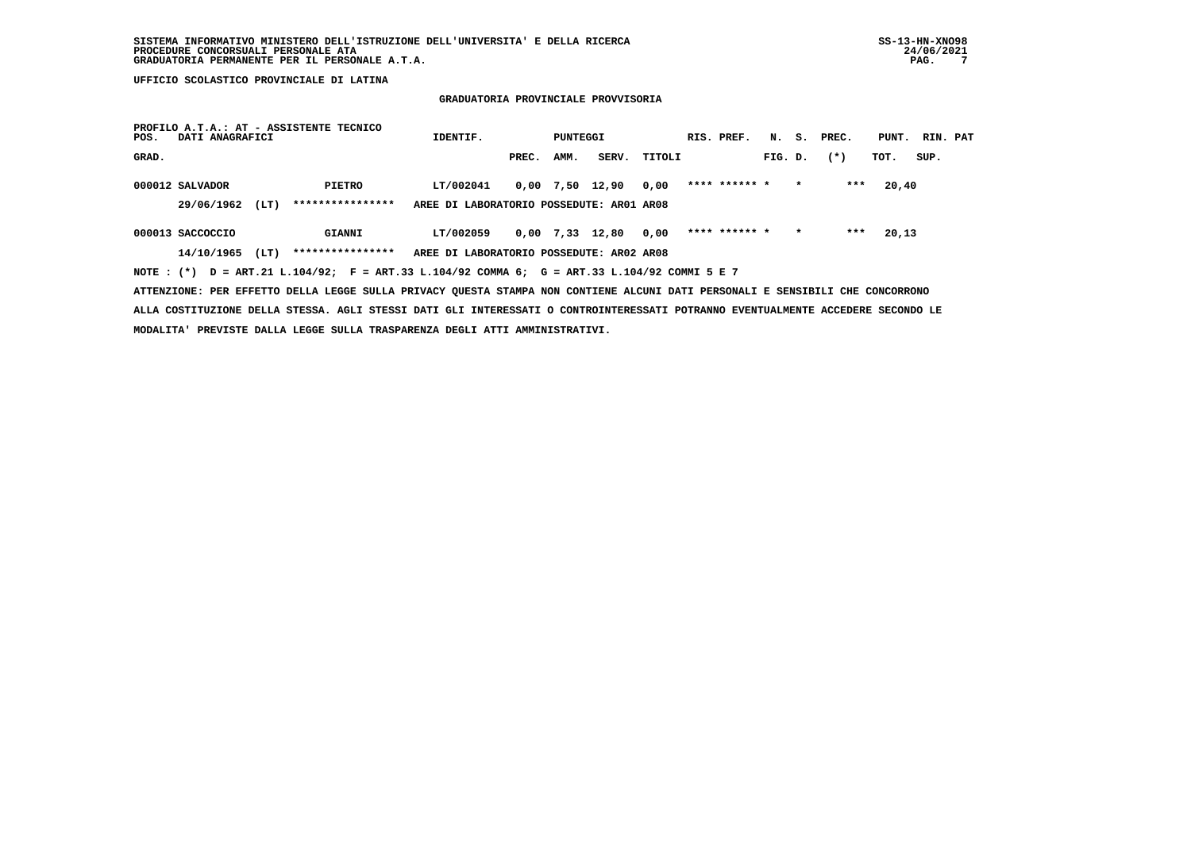UFFICIO SCOLASTICO PROVINCIALE DI LATINA

## GRADUATORIA PROVINCIALE PROVVISORIA

PROFILO A.T.A.: AT - ASSISTENTE TECNICO

| POS. GRAD. | DATI ANAGRAFICI | | IDENTIF. | PUNTEGGI PREC. | AMM. | SERV. | TITOLI | RIS. | PREF. | N. FIG. | S. D. | PREC. (*) | PUNT. TOT. | RIN. SUP. | PAT |
|---|---|---|---|---|---|---|---|---|---|---|---|---|---|---|---|
| 000012 | SALVADOR | PIETRO | LT/002041 | 0,00 | 7,50 | 12,90 | 0,00 | **** | ****** | * | * | *** | 20,40 | | |
| | 29/06/1962 (LT) | **************** | AREE DI LABORATORIO POSSEDUTE: AR01 AR08 | | | | | | | | | | | | |
| 000013 | SACCOCCIO | GIANNI | LT/002059 | 0,00 | 7,33 | 12,80 | 0,00 | **** | ****** | * | * | *** | 20,13 | | |
| | 14/10/1965 (LT) | **************** | AREE DI LABORATORIO POSSEDUTE: AR02 AR08 | | | | | | | | | | | | |

NOTE : (*) D = ART.21 L.104/92; F = ART.33 L.104/92 COMMA 6; G = ART.33 L.104/92 COMMI 5 E 7

ATTENZIONE: PER EFFETTO DELLA LEGGE SULLA PRIVACY QUESTA STAMPA NON CONTIENE ALCUNI DATI PERSONALI E SENSIBILI CHE CONCORRONO ALLA COSTITUZIONE DELLA STESSA. AGLI STESSI DATI GLI INTERESSATI O CONTROINTERESSATI POTRANNO EVENTUALMENTE ACCEDERE SECONDO LE MODALITA' PREVISTE DALLA LEGGE SULLA TRASPARENZA DEGLI ATTI AMMINISTRATIVI.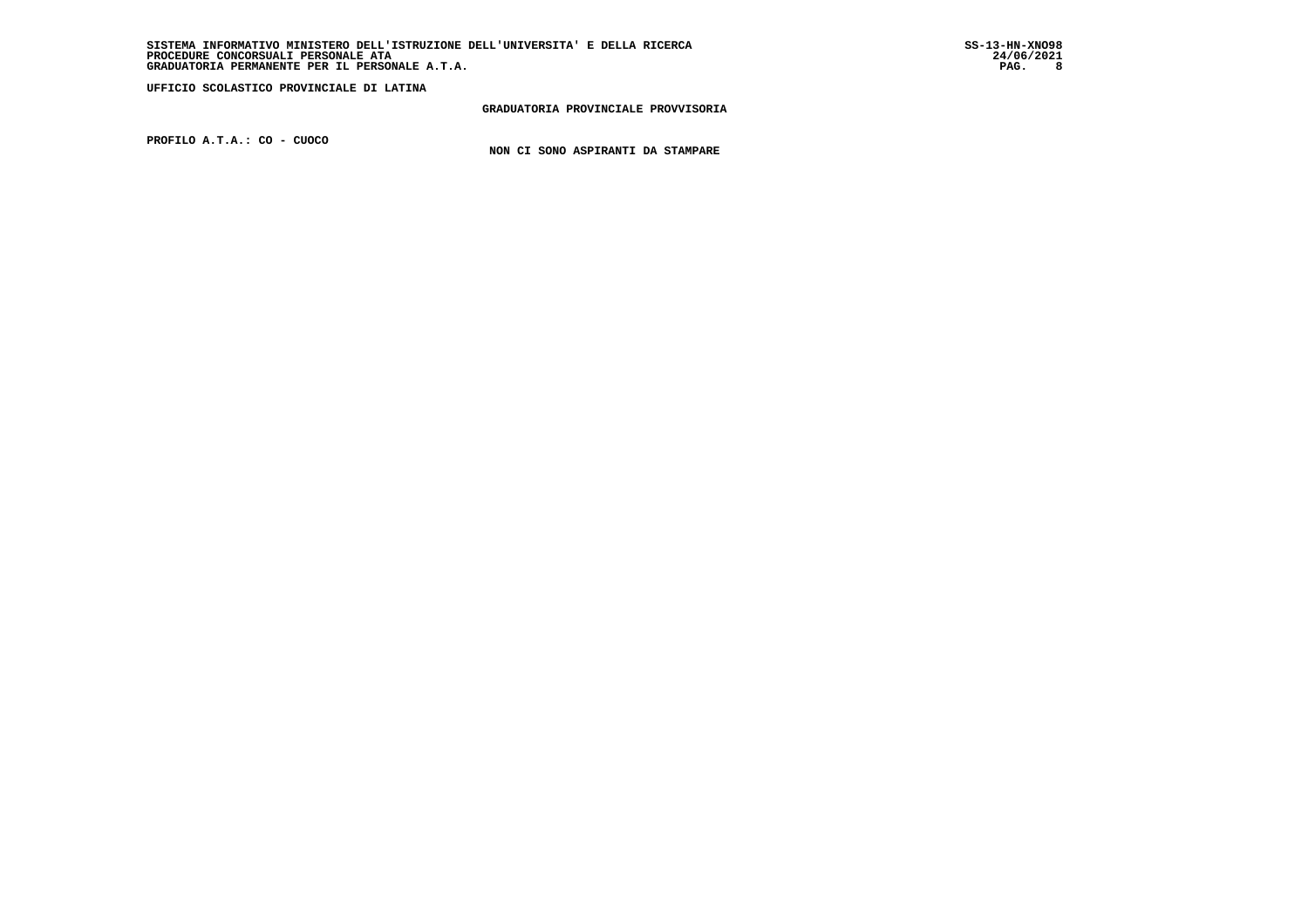**UFFICIO SCOLASTICO PROVINCIALE DI LATINA**

**GRADUATORIA PROVINCIALE PROVVISORIA**

**PROFILO A.T.A.: CO - CUOCO**

**NON CI SONO ASPIRANTI DA STAMPARE**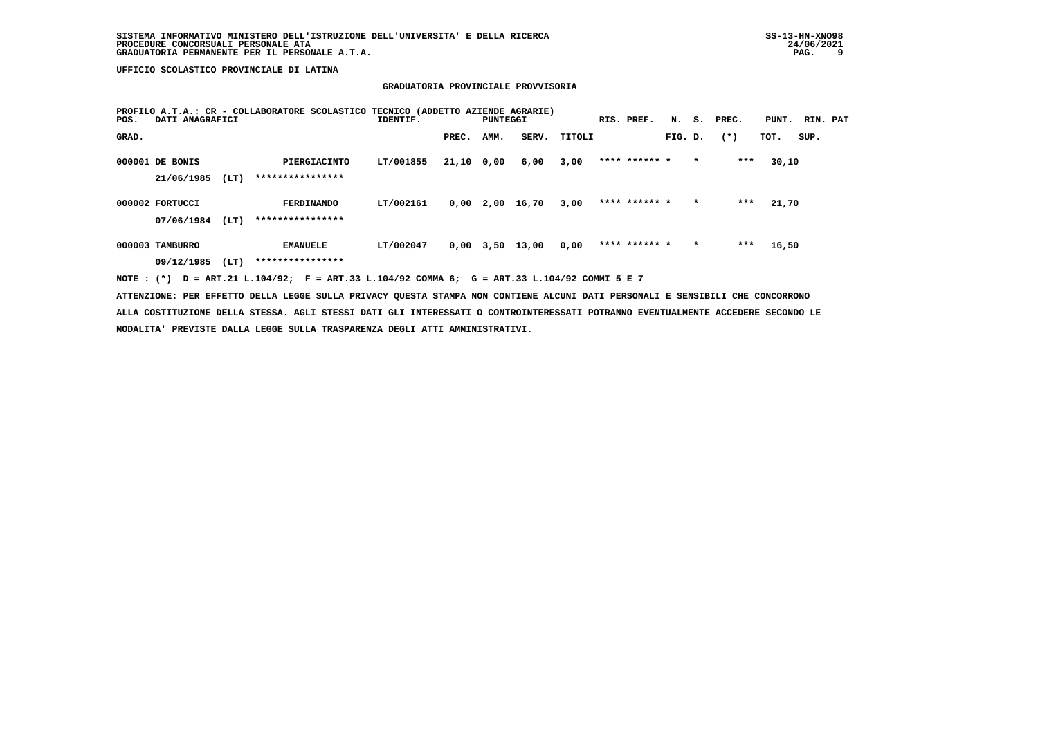SISTEMA INFORMATIVO MINISTERO DELL'ISTRUZIONE DELL'UNIVERSITA' E DELLA RICERCA
PROCEDURE CONCORSUALI PERSONALE ATA
GRADUATORIA PERMANENTE PER IL PERSONALE A.T.A.

SS-13-HN-XNO98
24/06/2021

UFFICIO SCOLASTICO PROVINCIALE DI LATINA

## GRADUATORIA PROVINCIALE PROVVISORIA

PROFILO A.T.A.: CR - COLLABORATORE SCOLASTICO TECNICO (ADDETTO AZIENDE AGRARIE)

| POS. GRAD. | DATI ANAGRAFICI | | IDENTIF. | PUNTEGGI PREC. | AMM. | SERV. | TITOLI | RIS. PREF. | N. FIG. | S. D. | PREC. (*) | PUNT. TOT. | RIN. PAT SUP. |
|---|---|---|---|---|---|---|---|---|---|---|---|---|---|
| 000001 | DE BONIS 21/06/1985 (LT) | PIERGIACINTO **************** | LT/001855 | 21,10 | 0,00 | 6,00 | 3,00 | **** ****** | * | * | *** | 30,10 | |
| 000002 | FORTUCCI 07/06/1984 (LT) | FERDINANDO **************** | LT/002161 | 0,00 | 2,00 | 16,70 | 3,00 | **** ****** | * | * | *** | 21,70 | |
| 000003 | TAMBURRO 09/12/1985 (LT) | EMANUELE **************** | LT/002047 | 0,00 | 3,50 | 13,00 | 0,00 | **** ****** | * | * | *** | 16,50 | |

NOTE : (*) D = ART.21 L.104/92; F = ART.33 L.104/92 COMMA 6; G = ART.33 L.104/92 COMMI 5 E 7

ATTENZIONE: PER EFFETTO DELLA LEGGE SULLA PRIVACY QUESTA STAMPA NON CONTIENE ALCUNI DATI PERSONALI E SENSIBILI CHE CONCORRONO ALLA COSTITUZIONE DELLA STESSA. AGLI STESSI DATI GLI INTERESSATI O CONTROINTERESSATI POTRANNO EVENTUALMENTE ACCEDERE SECONDO LE MODALITA' PREVISTE DALLA LEGGE SULLA TRASPARENZA DEGLI ATTI AMMINISTRATIVI.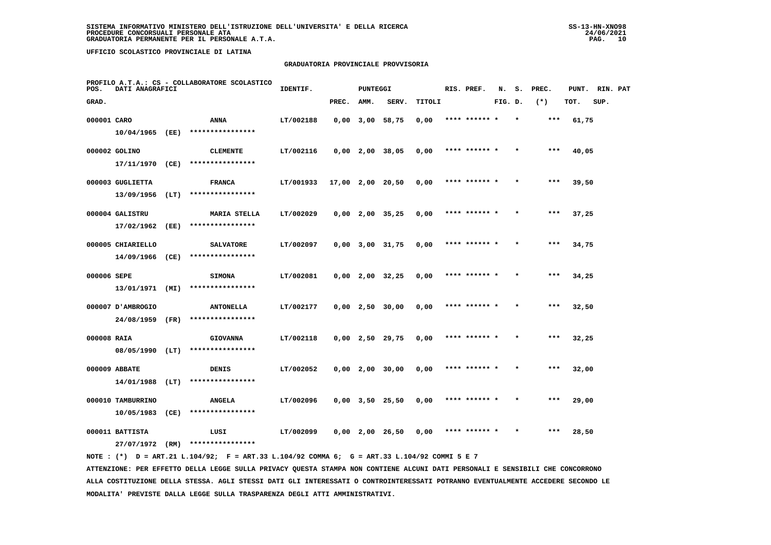SISTEMA INFORMATIVO MINISTERO DELL'ISTRUZIONE DELL'UNIVERSITA' E DELLA RICERCA
PROCEDURE CONCORSUALI PERSONALE ATA
GRADUATORIA PERMANENTE PER IL PERSONALE A.T.A.

SS-13-HN-XNO98
24/06/2021

UFFICIO SCOLASTICO PROVINCIALE DI LATINA

GRADUATORIA PROVINCIALE PROVVISORIA

PROFILO A.T.A.: CS - COLLABORATORE SCOLASTICO

| POS. GRAD. | DATI ANAGRAFICI | | IDENTIF. | PUNTEGGI PREC. | AMM. | SERV. | TITOLI | RIS. PREF. | N. FIG. | S. D. | PREC. (*) | PUNT. TOT. | RIN. SUP. | PAT |
|---|---|---|---|---|---|---|---|---|---|---|---|---|---|---|
| 000001 | CARO 10/04/1965 (EE) | ANNA **************** | LT/002188 | 0,00 | 3,00 | 58,75 | 0,00 | **** ****** * | | * | *** | 61,75 | | |
| 000002 | GOLINO 17/11/1970 (CE) | CLEMENTE **************** | LT/002116 | 0,00 | 2,00 | 38,05 | 0,00 | **** ****** * | | * | *** | 40,05 | | |
| 000003 | GUGLIETTA 13/09/1956 (LT) | FRANCA **************** | LT/001933 | 17,00 | 2,00 | 20,50 | 0,00 | **** ****** * | | * | *** | 39,50 | | |
| 000004 | GALISTRU 17/02/1962 (EE) | MARIA STELLA **************** | LT/002029 | 0,00 | 2,00 | 35,25 | 0,00 | **** ****** * | | * | *** | 37,25 | | |
| 000005 | CHIARIELLO 14/09/1966 (CE) | SALVATORE **************** | LT/002097 | 0,00 | 3,00 | 31,75 | 0,00 | **** ****** * | | * | *** | 34,75 | | |
| 000006 | SEPE 13/01/1971 (MI) | SIMONA **************** | LT/002081 | 0,00 | 2,00 | 32,25 | 0,00 | **** ****** * | | * | *** | 34,25 | | |
| 000007 | D'AMBROGIO 24/08/1959 (FR) | ANTONELLA **************** | LT/002177 | 0,00 | 2,50 | 30,00 | 0,00 | **** ****** * | | * | *** | 32,50 | | |
| 000008 | RAIA 08/05/1990 (LT) | GIOVANNA **************** | LT/002118 | 0,00 | 2,50 | 29,75 | 0,00 | **** ****** * | | * | *** | 32,25 | | |
| 000009 | ABBATE 14/01/1988 (LT) | DENIS **************** | LT/002052 | 0,00 | 2,00 | 30,00 | 0,00 | **** ****** * | | * | *** | 32,00 | | |
| 000010 | TAMBURRINO 10/05/1983 (CE) | ANGELA **************** | LT/002096 | 0,00 | 3,50 | 25,50 | 0,00 | **** ****** * | | * | *** | 29,00 | | |
| 000011 | BATTISTA 27/07/1972 (RM) | LUSI **************** | LT/002099 | 0,00 | 2,00 | 26,50 | 0,00 | **** ****** * | | * | *** | 28,50 | | |

NOTE : (*) D = ART.21 L.104/92; F = ART.33 L.104/92 COMMA 6; G = ART.33 L.104/92 COMMI 5 E 7

ATTENZIONE: PER EFFETTO DELLA LEGGE SULLA PRIVACY QUESTA STAMPA NON CONTIENE ALCUNI DATI PERSONALI E SENSIBILI CHE CONCORRONO ALLA COSTITUZIONE DELLA STESSA. AGLI STESSI DATI GLI INTERESSATI O CONTROINTERESSATI POTRANNO EVENTUALMENTE ACCEDERE SECONDO LE MODALITA' PREVISTE DALLA LEGGE SULLA TRASPARENZA DEGLI ATTI AMMINISTRATIVI.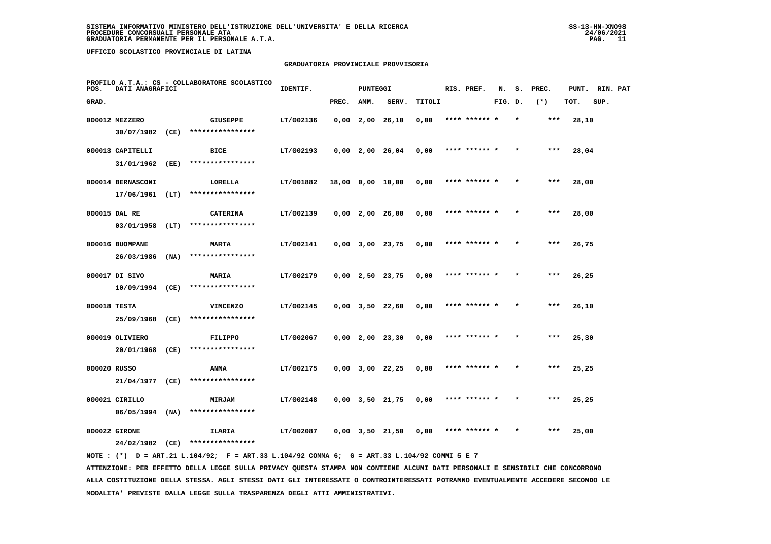SISTEMA INFORMATIVO MINISTERO DELL'ISTRUZIONE DELL'UNIVERSITA' E DELLA RICERCA
PROCEDURE CONCORSUALI PERSONALE ATA
GRADUATORIA PERMANENTE PER IL PERSONALE A.T.A.

UFFICIO SCOLASTICO PROVINCIALE DI LATINA

GRADUATORIA PROVINCIALE PROVVISORIA

PROFILO A.T.A.: CS - COLLABORATORE SCOLASTICO

| POS. GRAD. | DATI ANAGRAFICI | | IDENTIF. | PUNTEGGI PREC. | AMM. | SERV. | TITOLI | RIS. PREF. | N. FIG. | S. D. | PREC. (*) | PUNT. TOT. | RIN. SUP. | PAT |
|---|---|---|---|---|---|---|---|---|---|---|---|---|---|---|
| 000012 | MEZZERO 30/07/1982 (CE) | GIUSEPPE **************** | LT/002136 | 0,00 | 2,00 | 26,10 | 0,00 | **** ****** | * | * | *** | 28,10 | | |
| 000013 | CAPITELLI 31/01/1962 (EE) | BICE **************** | LT/002193 | 0,00 | 2,00 | 26,04 | 0,00 | **** ****** | * | * | *** | 28,04 | | |
| 000014 | BERNASCONI 17/06/1961 (LT) | LORELLA **************** | LT/001882 | 18,00 | 0,00 | 10,00 | 0,00 | **** ****** | * | * | *** | 28,00 | | |
| 000015 | DAL RE 03/01/1958 (LT) | CATERINA **************** | LT/002139 | 0,00 | 2,00 | 26,00 | 0,00 | **** ****** | * | * | *** | 28,00 | | |
| 000016 | BUOMPANE 26/03/1986 (NA) | MARTA **************** | LT/002141 | 0,00 | 3,00 | 23,75 | 0,00 | **** ****** | * | * | *** | 26,75 | | |
| 000017 | DI SIVO 10/09/1994 (CE) | MARIA **************** | LT/002179 | 0,00 | 2,50 | 23,75 | 0,00 | **** ****** | * | * | *** | 26,25 | | |
| 000018 | TESTA 25/09/1968 (CE) | VINCENZO **************** | LT/002145 | 0,00 | 3,50 | 22,60 | 0,00 | **** ****** | * | * | *** | 26,10 | | |
| 000019 | OLIVIERO 20/01/1968 (CE) | FILIPPO **************** | LT/002067 | 0,00 | 2,00 | 23,30 | 0,00 | **** ****** | * | * | *** | 25,30 | | |
| 000020 | RUSSO 21/04/1977 (CE) | ANNA **************** | LT/002175 | 0,00 | 3,00 | 22,25 | 0,00 | **** ****** | * | * | *** | 25,25 | | |
| 000021 | CIRILLO 06/05/1994 (NA) | MIRJAM **************** | LT/002148 | 0,00 | 3,50 | 21,75 | 0,00 | **** ****** | * | * | *** | 25,25 | | |
| 000022 | GIRONE 24/02/1982 (CE) | ILARIA **************** | LT/002087 | 0,00 | 3,50 | 21,50 | 0,00 | **** ****** | * | * | *** | 25,00 | | |

NOTE : (*) D = ART.21 L.104/92; F = ART.33 L.104/92 COMMA 6; G = ART.33 L.104/92 COMMI 5 E 7

ATTENZIONE: PER EFFETTO DELLA LEGGE SULLA PRIVACY QUESTA STAMPA NON CONTIENE ALCUNI DATI PERSONALI E SENSIBILI CHE CONCORRONO ALLA COSTITUZIONE DELLA STESSA. AGLI STESSI DATI GLI INTERESSATI O CONTROINTERESSATI POTRANNO EVENTUALMENTE ACCEDERE SECONDO LE MODALITA' PREVISTE DALLA LEGGE SULLA TRASPARENZA DEGLI ATTI AMMINISTRATIVI.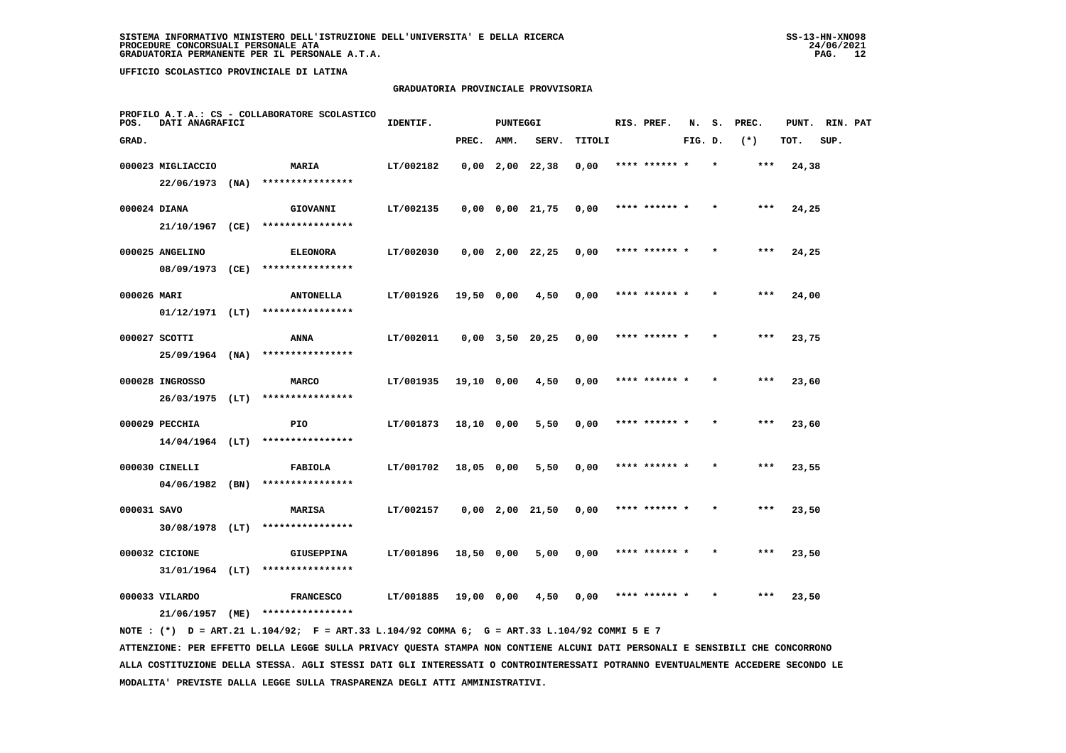SISTEMA INFORMATIVO MINISTERO DELL'ISTRUZIONE DELL'UNIVERSITA' E DELLA RICERCA
PROCEDURE CONCORSUALI PERSONALE ATA
GRADUATORIA PERMANENTE PER IL PERSONALE A.T.A.

UFFICIO SCOLASTICO PROVINCIALE DI LATINA

## GRADUATORIA PROVINCIALE PROVVISORIA

PROFILO A.T.A.: CS - COLLABORATORE SCOLASTICO

| POS. GRAD. | DATI ANAGRAFICI | | IDENTIF. | PUNTEGGI PREC. | AMM. | SERV. | TITOLI | RIS. PREF. | N. FIG. | S. D. | PREC. (*) | PUNT. TOT. | RIN. SUP. | PAT |
|---|---|---|---|---|---|---|---|---|---|---|---|---|---|---|
| 000023 | MIGLIACCIO 22/06/1973 (NA) | MARIA **************** | LT/002182 | 0,00 | 2,00 | 22,38 | 0,00 | **** ****** * | | * | *** | 24,38 | | |
| 000024 | DIANA 21/10/1967 (CE) | GIOVANNI **************** | LT/002135 | 0,00 | 0,00 | 21,75 | 0,00 | **** ****** * | | * | *** | 24,25 | | |
| 000025 | ANGELINO 08/09/1973 (CE) | ELEONORA **************** | LT/002030 | 0,00 | 2,00 | 22,25 | 0,00 | **** ****** * | | * | *** | 24,25 | | |
| 000026 | MARI 01/12/1971 (LT) | ANTONELLA **************** | LT/001926 | 19,50 | 0,00 | 4,50 | 0,00 | **** ****** * | | * | *** | 24,00 | | |
| 000027 | SCOTTI 25/09/1964 (NA) | ANNA **************** | LT/002011 | 0,00 | 3,50 | 20,25 | 0,00 | **** ****** * | | * | *** | 23,75 | | |
| 000028 | INGROSSO 26/03/1975 (LT) | MARCO **************** | LT/001935 | 19,10 | 0,00 | 4,50 | 0,00 | **** ****** * | | * | *** | 23,60 | | |
| 000029 | PECCHIA 14/04/1964 (LT) | PIO **************** | LT/001873 | 18,10 | 0,00 | 5,50 | 0,00 | **** ****** * | | * | *** | 23,60 | | |
| 000030 | CINELLI 04/06/1982 (BN) | FABIOLA **************** | LT/001702 | 18,05 | 0,00 | 5,50 | 0,00 | **** ****** * | | * | *** | 23,55 | | |
| 000031 | SAVO 30/08/1978 (LT) | MARISA **************** | LT/002157 | 0,00 | 2,00 | 21,50 | 0,00 | **** ****** * | | * | *** | 23,50 | | |
| 000032 | CICIONE 31/01/1964 (LT) | GIUSEPPINA **************** | LT/001896 | 18,50 | 0,00 | 5,00 | 0,00 | **** ****** * | | * | *** | 23,50 | | |
| 000033 | VILARDO 21/06/1957 (ME) | FRANCESCO **************** | LT/001885 | 19,00 | 0,00 | 4,50 | 0,00 | **** ****** * | | * | *** | 23,50 | | |

NOTE : (*) D = ART.21 L.104/92; F = ART.33 L.104/92 COMMA 6; G = ART.33 L.104/92 COMMI 5 E 7

ATTENZIONE: PER EFFETTO DELLA LEGGE SULLA PRIVACY QUESTA STAMPA NON CONTIENE ALCUNI DATI PERSONALI E SENSIBILI CHE CONCORRONO ALLA COSTITUZIONE DELLA STESSA. AGLI STESSI DATI GLI INTERESSATI O CONTROINTERESSATI POTRANNO EVENTUALMENTE ACCEDERE SECONDO LE MODALITA' PREVISTE DALLA LEGGE SULLA TRASPARENZA DEGLI ATTI AMMINISTRATIVI.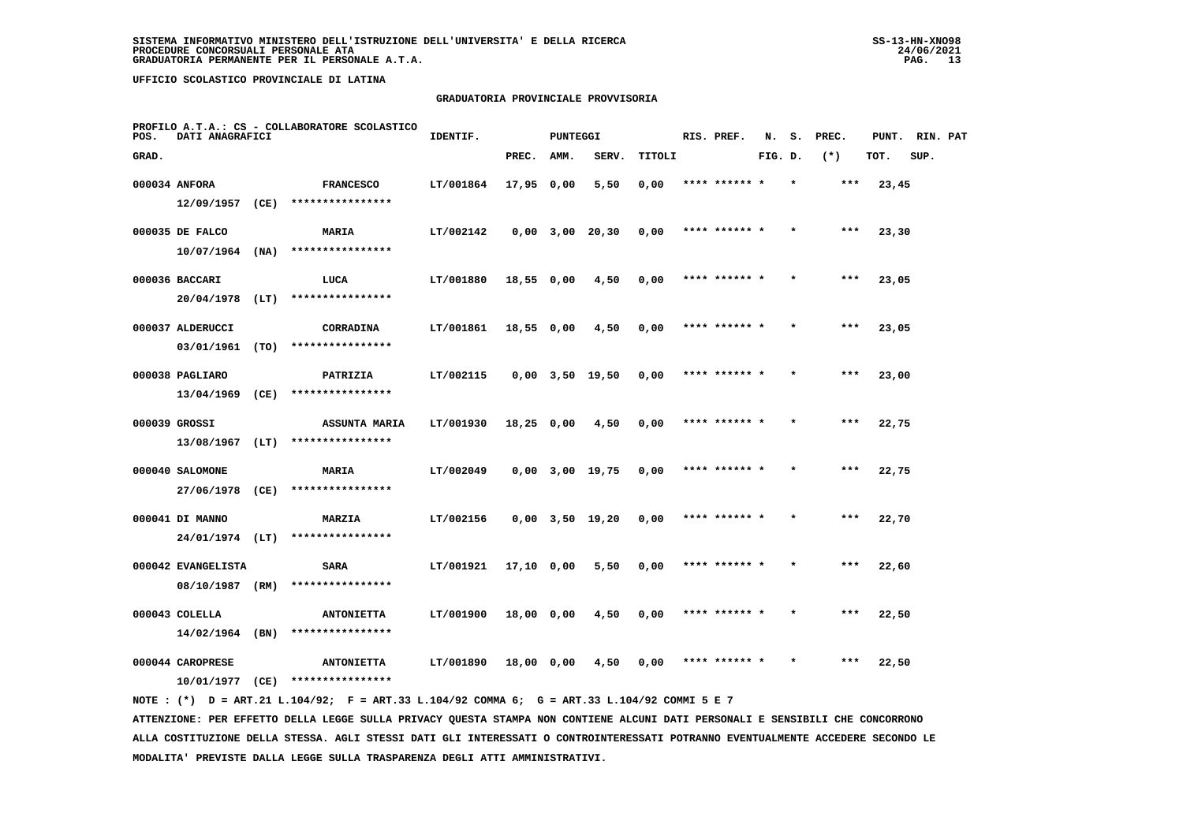SISTEMA INFORMATIVO MINISTERO DELL'ISTRUZIONE DELL'UNIVERSITA' E DELLA RICERCA
PROCEDURE CONCORSUALI PERSONALE ATA
GRADUATORIA PERMANENTE PER IL PERSONALE A.T.A.

UFFICIO SCOLASTICO PROVINCIALE DI LATINA

GRADUATORIA PROVINCIALE PROVVISORIA

PROFILO A.T.A.: CS - COLLABORATORE SCOLASTICO

| POS. GRAD. | DATI ANAGRAFICI | | IDENTIF. | PUNTEGGI PREC. | AMM. | SERV. | TITOLI | RIS. PREF. | N. FIG. | S. D. | PREC. (*) | PUNT. TOT. | RIN. SUP. | PAT |
|---|---|---|---|---|---|---|---|---|---|---|---|---|---|---|
| 000034 | ANFORA 12/09/1957 (CE) | FRANCESCO **************** | LT/001864 | 17,95 | 0,00 | 5,50 | 0,00 | **** ****** * | | * | *** | 23,45 | | |
| 000035 | DE FALCO 10/07/1964 (NA) | MARIA **************** | LT/002142 | 0,00 | 3,00 | 20,30 | 0,00 | **** ****** * | | * | *** | 23,30 | | |
| 000036 | BACCARI 20/04/1978 (LT) | LUCA **************** | LT/001880 | 18,55 | 0,00 | 4,50 | 0,00 | **** ****** * | | * | *** | 23,05 | | |
| 000037 | ALDERUCCI 03/01/1961 (TO) | CORRADINA **************** | LT/001861 | 18,55 | 0,00 | 4,50 | 0,00 | **** ****** * | | * | *** | 23,05 | | |
| 000038 | PAGLIARO 13/04/1969 (CE) | PATRIZIA **************** | LT/002115 | 0,00 | 3,50 | 19,50 | 0,00 | **** ****** * | | * | *** | 23,00 | | |
| 000039 | GROSSI 13/08/1967 (LT) | ASSUNTA MARIA **************** | LT/001930 | 18,25 | 0,00 | 4,50 | 0,00 | **** ****** * | | * | *** | 22,75 | | |
| 000040 | SALOMONE 27/06/1978 (CE) | MARIA **************** | LT/002049 | 0,00 | 3,00 | 19,75 | 0,00 | **** ****** * | | * | *** | 22,75 | | |
| 000041 | DI MANNO 24/01/1974 (LT) | MARZIA **************** | LT/002156 | 0,00 | 3,50 | 19,20 | 0,00 | **** ****** * | | * | *** | 22,70 | | |
| 000042 | EVANGELISTA 08/10/1987 (RM) | SARA **************** | LT/001921 | 17,10 | 0,00 | 5,50 | 0,00 | **** ****** * | | * | *** | 22,60 | | |
| 000043 | COLELLA 14/02/1964 (BN) | ANTONIETTA **************** | LT/001900 | 18,00 | 0,00 | 4,50 | 0,00 | **** ****** * | | * | *** | 22,50 | | |
| 000044 | CAROPRESE 10/01/1977 (CE) | ANTONIETTA **************** | LT/001890 | 18,00 | 0,00 | 4,50 | 0,00 | **** ****** * | | * | *** | 22,50 | | |

NOTE : (*) D = ART.21 L.104/92; F = ART.33 L.104/92 COMMA 6; G = ART.33 L.104/92 COMMI 5 E 7

ATTENZIONE: PER EFFETTO DELLA LEGGE SULLA PRIVACY QUESTA STAMPA NON CONTIENE ALCUNI DATI PERSONALI E SENSIBILI CHE CONCORRONO ALLA COSTITUZIONE DELLA STESSA. AGLI STESSI DATI GLI INTERESSATI O CONTROINTERESSATI POTRANNO EVENTUALMENTE ACCEDERE SECONDO LE MODALITA' PREVISTE DALLA LEGGE SULLA TRASPARENZA DEGLI ATTI AMMINISTRATIVI.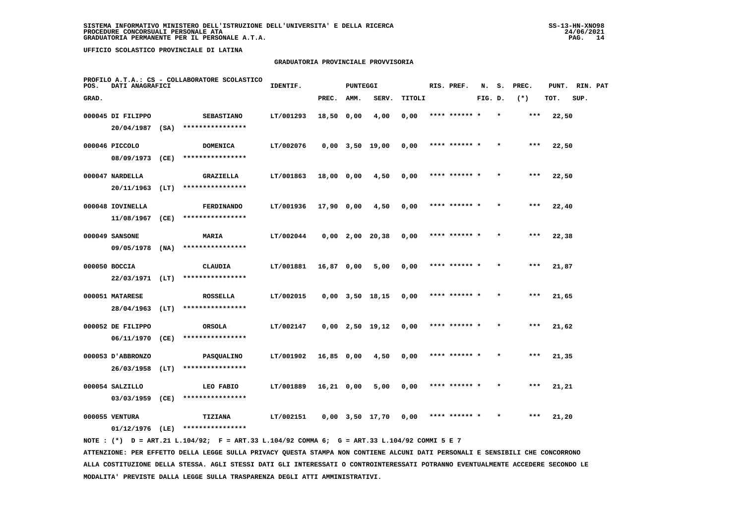**SISTEMA INFORMATIVO MINISTERO DELL'ISTRUZIONE DELL'UNIVERSITA' E DELLA RICERCA**
**PROCEDURE CONCORSUALI PERSONALE ATA**
**GRADUATORIA PERMANENTE PER IL PERSONALE A.T.A.**

SS-13-HN-XNO98
24/06/2021

**UFFICIO SCOLASTICO PROVINCIALE DI LATINA**

**GRADUATORIA PROVINCIALE PROVVISORIA**

PROFILO A.T.A.: CS - COLLABORATORE SCOLASTICO

| POS. GRAD. | DATI ANAGRAFICI | | IDENTIF. | PUNTEGGI PREC. | AMM. | SERV. | TITOLI | RIS. PREF. | N. FIG. | S. D. | PREC. (*) | PUNT. TOT. | RIN. SUP. | PAT |
|---|---|---|---|---|---|---|---|---|---|---|---|---|---|---|
| 000045 | DI FILIPPO 20/04/1987 (SA) | SEBASTIANO **************** | LT/001293 | 18,50 | 0,00 | 4,00 | 0,00 | **** ****** * | | * | *** | 22,50 | | |
| 000046 | PICCOLO 08/09/1973 (CE) | DOMENICA **************** | LT/002076 | 0,00 | 3,50 | 19,00 | 0,00 | **** ****** * | | * | *** | 22,50 | | |
| 000047 | NARDELLA 20/11/1963 (LT) | GRAZIELLA **************** | LT/001863 | 18,00 | 0,00 | 4,50 | 0,00 | **** ****** * | | * | *** | 22,50 | | |
| 000048 | IOVINELLA 11/08/1967 (CE) | FERDINANDO **************** | LT/001936 | 17,90 | 0,00 | 4,50 | 0,00 | **** ****** * | | * | *** | 22,40 | | |
| 000049 | SANSONE 09/05/1978 (NA) | MARIA **************** | LT/002044 | 0,00 | 2,00 | 20,38 | 0,00 | **** ****** * | | * | *** | 22,38 | | |
| 000050 | BOCCIA 22/03/1971 (LT) | CLAUDIA **************** | LT/001881 | 16,87 | 0,00 | 5,00 | 0,00 | **** ****** * | | * | *** | 21,87 | | |
| 000051 | MATARESE 28/04/1963 (LT) | ROSSELLA **************** | LT/002015 | 0,00 | 3,50 | 18,15 | 0,00 | **** ****** * | | * | *** | 21,65 | | |
| 000052 | DE FILIPPO 06/11/1970 (CE) | ORSOLA **************** | LT/002147 | 0,00 | 2,50 | 19,12 | 0,00 | **** ****** * | | * | *** | 21,62 | | |
| 000053 | D'ABBRONZO 26/03/1958 (LT) | PASQUALINO **************** | LT/001902 | 16,85 | 0,00 | 4,50 | 0,00 | **** ****** * | | * | *** | 21,35 | | |
| 000054 | SALZILLO 03/03/1959 (CE) | LEO FABIO **************** | LT/001889 | 16,21 | 0,00 | 5,00 | 0,00 | **** ****** * | | * | *** | 21,21 | | |
| 000055 | VENTURA 01/12/1976 (LE) | TIZIANA **************** | LT/002151 | 0,00 | 3,50 | 17,70 | 0,00 | **** ****** * | | * | *** | 21,20 | | |

NOTE : (*) D = ART.21 L.104/92; F = ART.33 L.104/92 COMMA 6; G = ART.33 L.104/92 COMMI 5 E 7

ATTENZIONE: PER EFFETTO DELLA LEGGE SULLA PRIVACY QUESTA STAMPA NON CONTIENE ALCUNI DATI PERSONALI E SENSIBILI CHE CONCORRONO ALLA COSTITUZIONE DELLA STESSA. AGLI STESSI DATI GLI INTERESSATI O CONTROINTERESSATI POTRANNO EVENTUALMENTE ACCEDERE SECONDO LE MODALITA' PREVISTE DALLA LEGGE SULLA TRASPARENZA DEGLI ATTI AMMINISTRATIVI.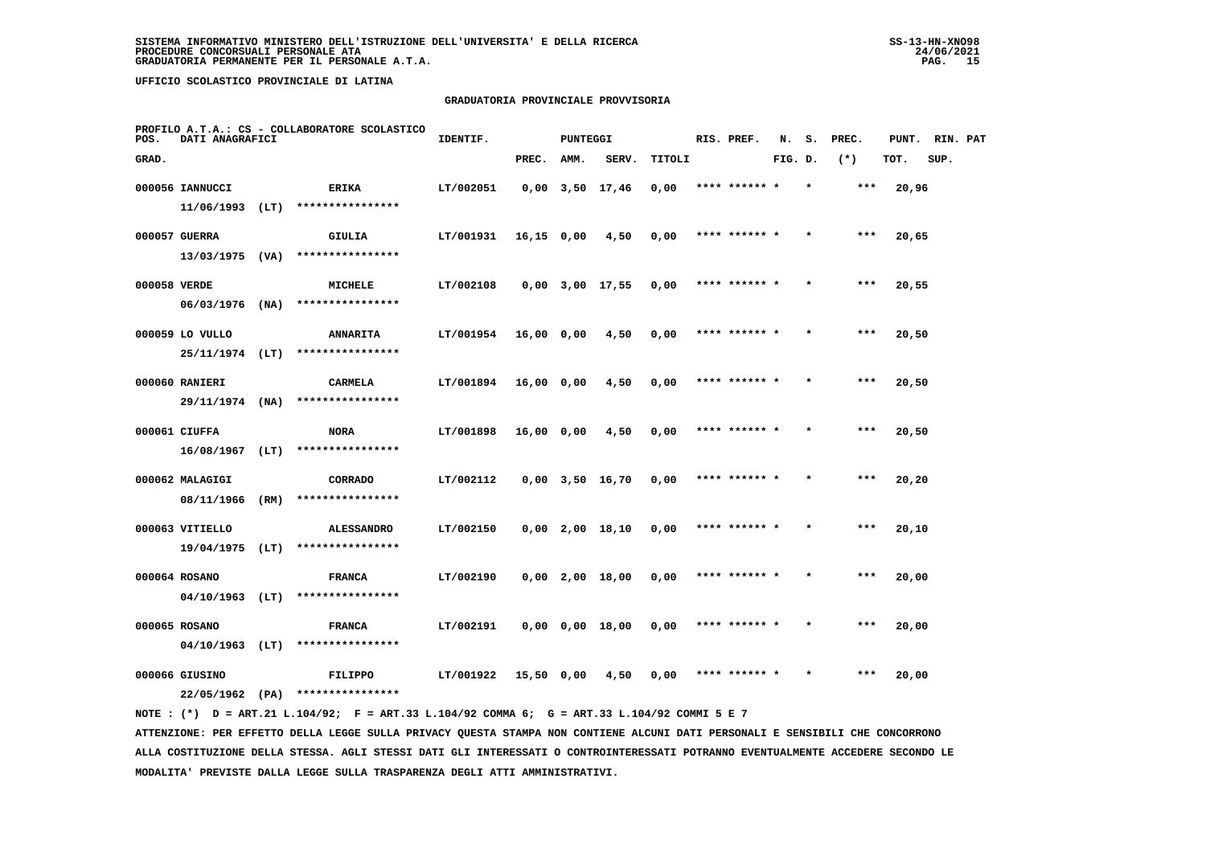SISTEMA INFORMATIVO MINISTERO DELL'ISTRUZIONE DELL'UNIVERSITA' E DELLA RICERCA
PROCEDURE CONCORSUALI PERSONALE ATA
GRADUATORIA PERMANENTE PER IL PERSONALE A.T.A.

SS-13-HN-XNO98
24/06/2021

UFFICIO SCOLASTICO PROVINCIALE DI LATINA

GRADUATORIA PROVINCIALE PROVVISORIA

PROFILO A.T.A.: CS - COLLABORATORE SCOLASTICO

| POS. GRAD. | DATI ANAGRAFICI | | IDENTIF. | PUNTEGGI PREC. | AMM. | SERV. | TITOLI | RIS. PREF. | N. FIG. | S. D. | PREC. (*) | PUNT. TOT. | RIN. SUP. | PAT |
|---|---|---|---|---|---|---|---|---|---|---|---|---|---|---|
| 000056 | IANNUCCI 11/06/1993 (LT) | ERIKA **************** | LT/002051 | 0,00 | 3,50 | 17,46 | 0,00 | **** ****** * | * | | *** | 20,96 | | |
| 000057 | GUERRA 13/03/1975 (VA) | GIULIA **************** | LT/001931 | 16,15 | 0,00 | 4,50 | 0,00 | **** ****** * | * | | *** | 20,65 | | |
| 000058 | VERDE 06/03/1976 (NA) | MICHELE **************** | LT/002108 | 0,00 | 3,00 | 17,55 | 0,00 | **** ****** * | * | | *** | 20,55 | | |
| 000059 | LO VULLO 25/11/1974 (LT) | ANNARITA **************** | LT/001954 | 16,00 | 0,00 | 4,50 | 0,00 | **** ****** * | * | | *** | 20,50 | | |
| 000060 | RANIERI 29/11/1974 (NA) | CARMELA **************** | LT/001894 | 16,00 | 0,00 | 4,50 | 0,00 | **** ****** * | * | | *** | 20,50 | | |
| 000061 | CIUFFA 16/08/1967 (LT) | NORA **************** | LT/001898 | 16,00 | 0,00 | 4,50 | 0,00 | **** ****** * | * | | *** | 20,50 | | |
| 000062 | MALAGIGI 08/11/1966 (RM) | CORRADO **************** | LT/002112 | 0,00 | 3,50 | 16,70 | 0,00 | **** ****** * | * | | *** | 20,20 | | |
| 000063 | VITIELLO 19/04/1975 (LT) | ALESSANDRO **************** | LT/002150 | 0,00 | 2,00 | 18,10 | 0,00 | **** ****** * | * | | *** | 20,10 | | |
| 000064 | ROSANO 04/10/1963 (LT) | FRANCA **************** | LT/002190 | 0,00 | 2,00 | 18,00 | 0,00 | **** ****** * | * | | *** | 20,00 | | |
| 000065 | ROSANO 04/10/1963 (LT) | FRANCA **************** | LT/002191 | 0,00 | 0,00 | 18,00 | 0,00 | **** ****** * | * | | *** | 20,00 | | |
| 000066 | GIUSINO 22/05/1962 (PA) | FILIPPO **************** | LT/001922 | 15,50 | 0,00 | 4,50 | 0,00 | **** ****** * | * | | *** | 20,00 | | |

NOTE : (*) D = ART.21 L.104/92; F = ART.33 L.104/92 COMMA 6; G = ART.33 L.104/92 COMMI 5 E 7

ATTENZIONE: PER EFFETTO DELLA LEGGE SULLA PRIVACY QUESTA STAMPA NON CONTIENE ALCUNI DATI PERSONALI E SENSIBILI CHE CONCORRONO ALLA COSTITUZIONE DELLA STESSA. AGLI STESSI DATI GLI INTERESSATI O CONTROINTERESSATI POTRANNO EVENTUALMENTE ACCEDERE SECONDO LE MODALITA' PREVISTE DALLA LEGGE SULLA TRASPARENZA DEGLI ATTI AMMINISTRATIVI.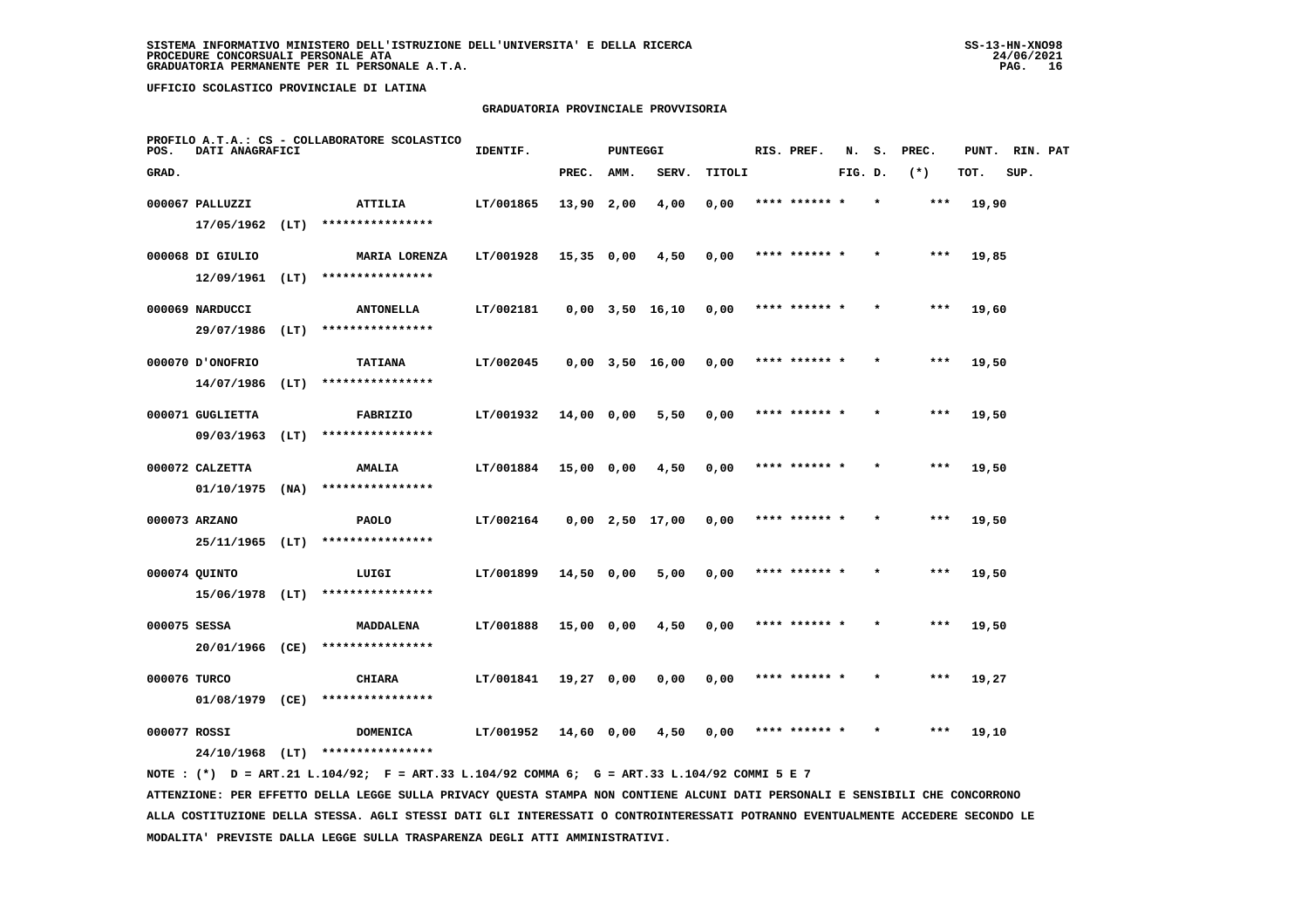SISTEMA INFORMATIVO MINISTERO DELL'ISTRUZIONE DELL'UNIVERSITA' E DELLA RICERCA
PROCEDURE CONCORSUALI PERSONALE ATA
GRADUATORIA PERMANENTE PER IL PERSONALE A.T.A.

UFFICIO SCOLASTICO PROVINCIALE DI LATINA

GRADUATORIA PROVINCIALE PROVVISORIA

PROFILO A.T.A.: CS - COLLABORATORE SCOLASTICO

| POS. GRAD. | DATI ANAGRAFICI | | IDENTIF. | PUNTEGGI PREC. | AMM. | SERV. | TITOLI | RIS. PREF. | N. FIG. | S. D. | PREC. (*) | PUNT. TOT. | RIN. SUP. | PAT |
|---|---|---|---|---|---|---|---|---|---|---|---|---|---|---|
| 000067 | PALLUZZI 17/05/1962 (LT) | ATTILIA **************** | LT/001865 | 13,90 | 2,00 | 4,00 | 0,00 | **** ****** * | | * | *** | 19,90 | | |
| 000068 | DI GIULIO 12/09/1961 (LT) | MARIA LORENZA **************** | LT/001928 | 15,35 | 0,00 | 4,50 | 0,00 | **** ****** * | | * | *** | 19,85 | | |
| 000069 | NARDUCCI 29/07/1986 (LT) | ANTONELLA **************** | LT/002181 | 0,00 | 3,50 | 16,10 | 0,00 | **** ****** * | | * | *** | 19,60 | | |
| 000070 | D'ONOFRIO 14/07/1986 (LT) | TATIANA **************** | LT/002045 | 0,00 | 3,50 | 16,00 | 0,00 | **** ****** * | | * | *** | 19,50 | | |
| 000071 | GUGLIETTA 09/03/1963 (LT) | FABRIZIO **************** | LT/001932 | 14,00 | 0,00 | 5,50 | 0,00 | **** ****** * | | * | *** | 19,50 | | |
| 000072 | CALZETTA 01/10/1975 (NA) | AMALIA **************** | LT/001884 | 15,00 | 0,00 | 4,50 | 0,00 | **** ****** * | | * | *** | 19,50 | | |
| 000073 | ARZANO 25/11/1965 (LT) | PAOLO **************** | LT/002164 | 0,00 | 2,50 | 17,00 | 0,00 | **** ****** * | | * | *** | 19,50 | | |
| 000074 | QUINTO 15/06/1978 (LT) | LUIGI **************** | LT/001899 | 14,50 | 0,00 | 5,00 | 0,00 | **** ****** * | | * | *** | 19,50 | | |
| 000075 | SESSA 20/01/1966 (CE) | MADDALENA **************** | LT/001888 | 15,00 | 0,00 | 4,50 | 0,00 | **** ****** * | | * | *** | 19,50 | | |
| 000076 | TURCO 01/08/1979 (CE) | CHIARA **************** | LT/001841 | 19,27 | 0,00 | 0,00 | 0,00 | **** ****** * | | * | *** | 19,27 | | |
| 000077 | ROSSI 24/10/1968 (LT) | DOMENICA **************** | LT/001952 | 14,60 | 0,00 | 4,50 | 0,00 | **** ****** * | | * | *** | 19,10 | | |

NOTE : (*) D = ART.21 L.104/92; F = ART.33 L.104/92 COMMA 6; G = ART.33 L.104/92 COMMI 5 E 7

ATTENZIONE: PER EFFETTO DELLA LEGGE SULLA PRIVACY QUESTA STAMPA NON CONTIENE ALCUNI DATI PERSONALI E SENSIBILI CHE CONCORRONO ALLA COSTITUZIONE DELLA STESSA. AGLI STESSI DATI GLI INTERESSATI O CONTROINTERESSATI POTRANNO EVENTUALMENTE ACCEDERE SECONDO LE MODALITA' PREVISTE DALLA LEGGE SULLA TRASPARENZA DEGLI ATTI AMMINISTRATIVI.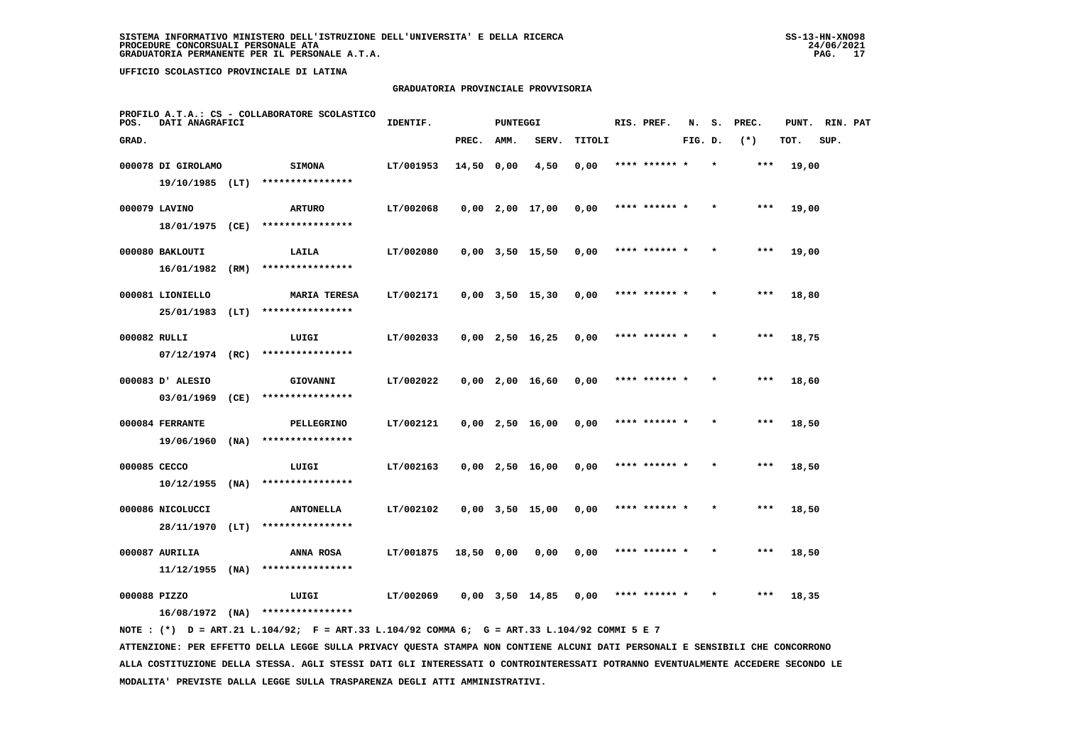SISTEMA INFORMATIVO MINISTERO DELL'ISTRUZIONE DELL'UNIVERSITA' E DELLA RICERCA
PROCEDURE CONCORSUALI PERSONALE ATA
GRADUATORIA PERMANENTE PER IL PERSONALE A.T.A.

UFFICIO SCOLASTICO PROVINCIALE DI LATINA

GRADUATORIA PROVINCIALE PROVVISORIA

PROFILO A.T.A.: CS - COLLABORATORE SCOLASTICO

| POS. GRAD. | DATI ANAGRAFICI | | IDENTIF. | PUNTEGGI PREC. | AMM. | SERV. | TITOLI | RIS. PREF. | N. FIG. | S. D. | PREC. (*) | PUNT. TOT. | RIN. SUP. | PAT |
|---|---|---|---|---|---|---|---|---|---|---|---|---|---|---|
| 000078 | DI GIROLAMO 19/10/1985 (LT) | SIMONA **************** | LT/001953 | 14,50 | 0,00 | 4,50 | 0,00 | **** ****** * | | * | *** | 19,00 | | |
| 000079 | LAVINO 18/01/1975 (CE) | ARTURO **************** | LT/002068 | 0,00 | 2,00 | 17,00 | 0,00 | **** ****** * | | * | *** | 19,00 | | |
| 000080 | BAKLOUTI 16/01/1982 (RM) | LAILA **************** | LT/002080 | 0,00 | 3,50 | 15,50 | 0,00 | **** ****** * | | * | *** | 19,00 | | |
| 000081 | LIONIELLO 25/01/1983 (LT) | MARIA TERESA **************** | LT/002171 | 0,00 | 3,50 | 15,30 | 0,00 | **** ****** * | | * | *** | 18,80 | | |
| 000082 | RULLI 07/12/1974 (RC) | LUIGI **************** | LT/002033 | 0,00 | 2,50 | 16,25 | 0,00 | **** ****** * | | * | *** | 18,75 | | |
| 000083 | D' ALESIO 03/01/1969 (CE) | GIOVANNI **************** | LT/002022 | 0,00 | 2,00 | 16,60 | 0,00 | **** ****** * | | * | *** | 18,60 | | |
| 000084 | FERRANTE 19/06/1960 (NA) | PELLEGRINO **************** | LT/002121 | 0,00 | 2,50 | 16,00 | 0,00 | **** ****** * | | * | *** | 18,50 | | |
| 000085 | CECCO 10/12/1955 (NA) | LUIGI **************** | LT/002163 | 0,00 | 2,50 | 16,00 | 0,00 | **** ****** * | | * | *** | 18,50 | | |
| 000086 | NICOLUCCI 28/11/1970 (LT) | ANTONELLA **************** | LT/002102 | 0,00 | 3,50 | 15,00 | 0,00 | **** ****** * | | * | *** | 18,50 | | |
| 000087 | AURILIA 11/12/1955 (NA) | ANNA ROSA **************** | LT/001875 | 18,50 | 0,00 | 0,00 | 0,00 | **** ****** * | | * | *** | 18,50 | | |
| 000088 | PIZZO 16/08/1972 (NA) | LUIGI **************** | LT/002069 | 0,00 | 3,50 | 14,85 | 0,00 | **** ****** * | | * | *** | 18,35 | | |

NOTE : (*) D = ART.21 L.104/92; F = ART.33 L.104/92 COMMA 6; G = ART.33 L.104/92 COMMI 5 E 7

ATTENZIONE: PER EFFETTO DELLA LEGGE SULLA PRIVACY QUESTA STAMPA NON CONTIENE ALCUNI DATI PERSONALI E SENSIBILI CHE CONCORRONO ALLA COSTITUZIONE DELLA STESSA. AGLI STESSI DATI GLI INTERESSATI O CONTROINTERESSATI POTRANNO EVENTUALMENTE ACCEDERE SECONDO LE MODALITA' PREVISTE DALLA LEGGE SULLA TRASPARENZA DEGLI ATTI AMMINISTRATIVI.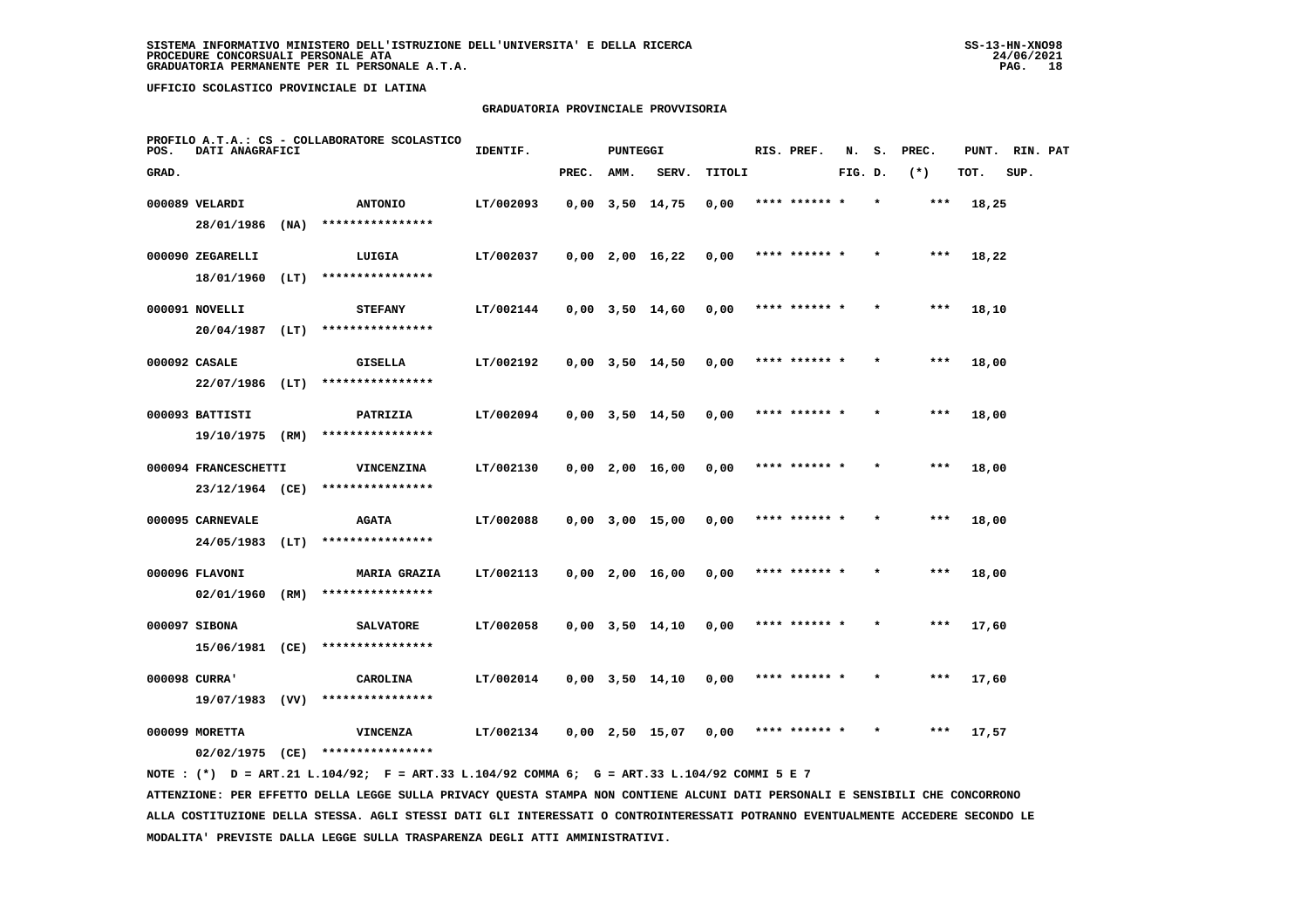**SISTEMA INFORMATIVO MINISTERO DELL'ISTRUZIONE DELL'UNIVERSITA' E DELLA RICERCA**
**PROCEDURE CONCORSUALI PERSONALE ATA**
**GRADUATORIA PERMANENTE PER IL PERSONALE A.T.A.**

SS-13-HN-XNO98
24/06/2021

**UFFICIO SCOLASTICO PROVINCIALE DI LATINA**

**GRADUATORIA PROVINCIALE PROVVISORIA**

PROFILO A.T.A.: CS - COLLABORATORE SCOLASTICO

| POS. GRAD. | DATI ANAGRAFICI | | IDENTIF. | PUNTEGGI PREC. | AMM. | SERV. | TITOLI | RIS. PREF. | N. FIG. | S. D. | PREC. (*) | PUNT. TOT. | RIN. SUP. | PAT |
|---|---|---|---|---|---|---|---|---|---|---|---|---|---|---|
| 000089 | VELARDI 28/01/1986 (NA) | ANTONIO **************** | LT/002093 | 0,00 | 3,50 | 14,75 | 0,00 | **** ****** * | * | | *** | 18,25 | | |
| 000090 | ZEGARELLI 18/01/1960 (LT) | LUIGIA **************** | LT/002037 | 0,00 | 2,00 | 16,22 | 0,00 | **** ****** * | * | | *** | 18,22 | | |
| 000091 | NOVELLI 20/04/1987 (LT) | STEFANY **************** | LT/002144 | 0,00 | 3,50 | 14,60 | 0,00 | **** ****** * | * | | *** | 18,10 | | |
| 000092 | CASALE 22/07/1986 (LT) | GISELLA **************** | LT/002192 | 0,00 | 3,50 | 14,50 | 0,00 | **** ****** * | * | | *** | 18,00 | | |
| 000093 | BATTISTI 19/10/1975 (RM) | PATRIZIA **************** | LT/002094 | 0,00 | 3,50 | 14,50 | 0,00 | **** ****** * | * | | *** | 18,00 | | |
| 000094 | FRANCESCHETTI 23/12/1964 (CE) | VINCENZINA **************** | LT/002130 | 0,00 | 2,00 | 16,00 | 0,00 | **** ****** * | * | | *** | 18,00 | | |
| 000095 | CARNEVALE 24/05/1983 (LT) | AGATA **************** | LT/002088 | 0,00 | 3,00 | 15,00 | 0,00 | **** ****** * | * | | *** | 18,00 | | |
| 000096 | FLAVONI 02/01/1960 (RM) | MARIA GRAZIA **************** | LT/002113 | 0,00 | 2,00 | 16,00 | 0,00 | **** ****** * | * | | *** | 18,00 | | |
| 000097 | SIBONA 15/06/1981 (CE) | SALVATORE **************** | LT/002058 | 0,00 | 3,50 | 14,10 | 0,00 | **** ****** * | * | | *** | 17,60 | | |
| 000098 | CURRA' 19/07/1983 (VV) | CAROLINA **************** | LT/002014 | 0,00 | 3,50 | 14,10 | 0,00 | **** ****** * | * | | *** | 17,60 | | |
| 000099 | MORETTA 02/02/1975 (CE) | VINCENZA **************** | LT/002134 | 0,00 | 2,50 | 15,07 | 0,00 | **** ****** * | * | | *** | 17,57 | | |

NOTE : (*) D = ART.21 L.104/92; F = ART.33 L.104/92 COMMA 6; G = ART.33 L.104/92 COMMI 5 E 7

ATTENZIONE: PER EFFETTO DELLA LEGGE SULLA PRIVACY QUESTA STAMPA NON CONTIENE ALCUNI DATI PERSONALI E SENSIBILI CHE CONCORRONO ALLA COSTITUZIONE DELLA STESSA. AGLI STESSI DATI GLI INTERESSATI O CONTROINTERESSATI POTRANNO EVENTUALMENTE ACCEDERE SECONDO LE MODALITA' PREVISTE DALLA LEGGE SULLA TRASPARENZA DEGLI ATTI AMMINISTRATIVI.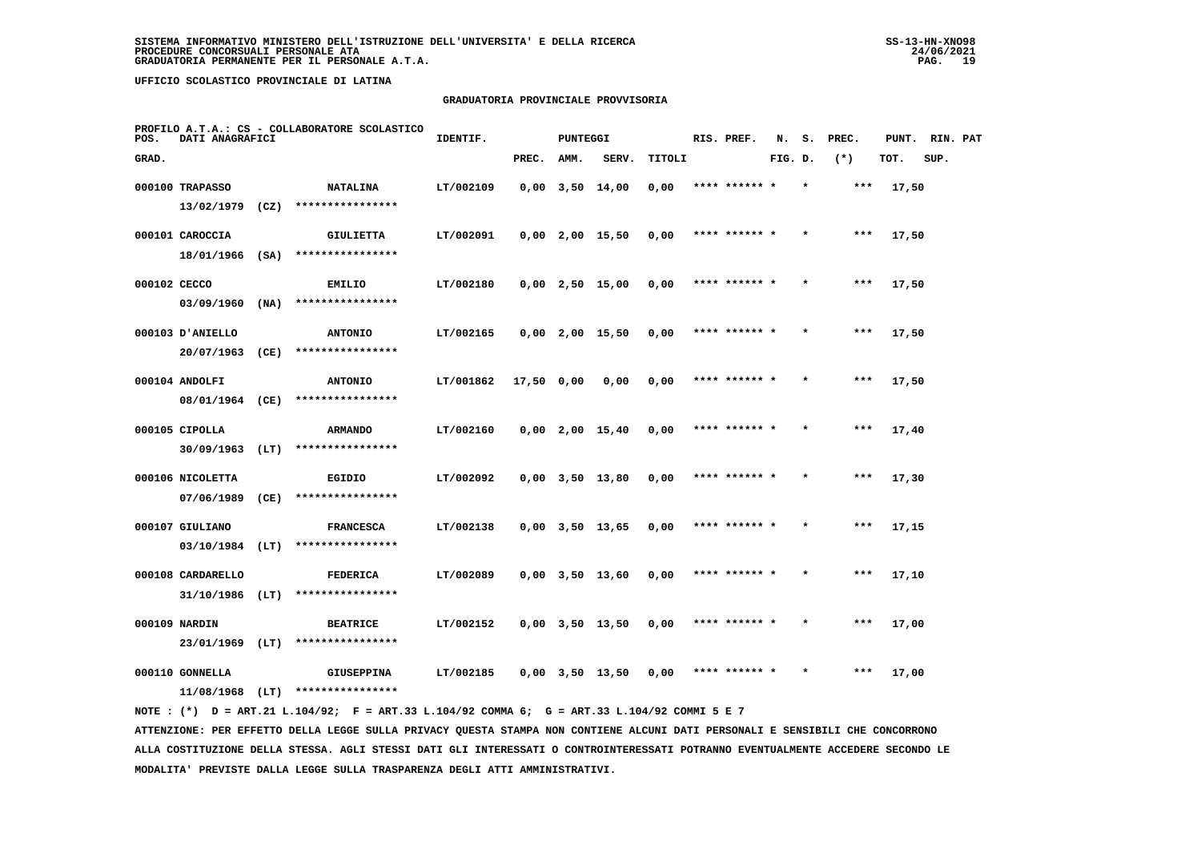SISTEMA INFORMATIVO MINISTERO DELL'ISTRUZIONE DELL'UNIVERSITA' E DELLA RICERCA
PROCEDURE CONCORSUALI PERSONALE ATA
GRADUATORIA PERMANENTE PER IL PERSONALE A.T.A.

UFFICIO SCOLASTICO PROVINCIALE DI LATINA

## GRADUATORIA PROVINCIALE PROVVISORIA

PROFILO A.T.A.: CS - COLLABORATORE SCOLASTICO

| POS. GRAD. | DATI ANAGRAFICI | | IDENTIF. | PUNTEGGI PREC. | AMM. | SERV. | TITOLI | RIS. PREF. | N. FIG. | S. D. | PREC. (*) | PUNT. TOT. | RIN. SUP. | PAT |
|---|---|---|---|---|---|---|---|---|---|---|---|---|---|---|
| 000100 | TRAPASSO 13/02/1979 (CZ) | NATALINA **************** | LT/002109 | 0,00 | 3,50 | 14,00 | 0,00 | **** ****** * | | * | *** | 17,50 | | |
| 000101 | CAROCCIA 18/01/1966 (SA) | GIULIETTA **************** | LT/002091 | 0,00 | 2,00 | 15,50 | 0,00 | **** ****** * | | * | *** | 17,50 | | |
| 000102 | CECCO 03/09/1960 (NA) | EMILIO **************** | LT/002180 | 0,00 | 2,50 | 15,00 | 0,00 | **** ****** * | | * | *** | 17,50 | | |
| 000103 | D'ANIELLO 20/07/1963 (CE) | ANTONIO **************** | LT/002165 | 0,00 | 2,00 | 15,50 | 0,00 | **** ****** * | | * | *** | 17,50 | | |
| 000104 | ANDOLFI 08/01/1964 (CE) | ANTONIO **************** | LT/001862 | 17,50 | 0,00 | 0,00 | 0,00 | **** ****** * | | * | *** | 17,50 | | |
| 000105 | CIPOLLA 30/09/1963 (LT) | ARMANDO **************** | LT/002160 | 0,00 | 2,00 | 15,40 | 0,00 | **** ****** * | | * | *** | 17,40 | | |
| 000106 | NICOLETTA 07/06/1989 (CE) | EGIDIO **************** | LT/002092 | 0,00 | 3,50 | 13,80 | 0,00 | **** ****** * | | * | *** | 17,30 | | |
| 000107 | GIULIANO 03/10/1984 (LT) | FRANCESCA **************** | LT/002138 | 0,00 | 3,50 | 13,65 | 0,00 | **** ****** * | | * | *** | 17,15 | | |
| 000108 | CARDARELLO 31/10/1986 (LT) | FEDERICA **************** | LT/002089 | 0,00 | 3,50 | 13,60 | 0,00 | **** ****** * | | * | *** | 17,10 | | |
| 000109 | NARDIN 23/01/1969 (LT) | BEATRICE **************** | LT/002152 | 0,00 | 3,50 | 13,50 | 0,00 | **** ****** * | | * | *** | 17,00 | | |
| 000110 | GONNELLA 11/08/1968 (LT) | GIUSEPPINA **************** | LT/002185 | 0,00 | 3,50 | 13,50 | 0,00 | **** ****** * | | * | *** | 17,00 | | |

NOTE : (*) D = ART.21 L.104/92; F = ART.33 L.104/92 COMMA 6; G = ART.33 L.104/92 COMMI 5 E 7

ATTENZIONE: PER EFFETTO DELLA LEGGE SULLA PRIVACY QUESTA STAMPA NON CONTIENE ALCUNI DATI PERSONALI E SENSIBILI CHE CONCORRONO ALLA COSTITUZIONE DELLA STESSA. AGLI STESSI DATI GLI INTERESSATI O CONTROINTERESSATI POTRANNO EVENTUALMENTE ACCEDERE SECONDO LE MODALITA' PREVISTE DALLA LEGGE SULLA TRASPARENZA DEGLI ATTI AMMINISTRATIVI.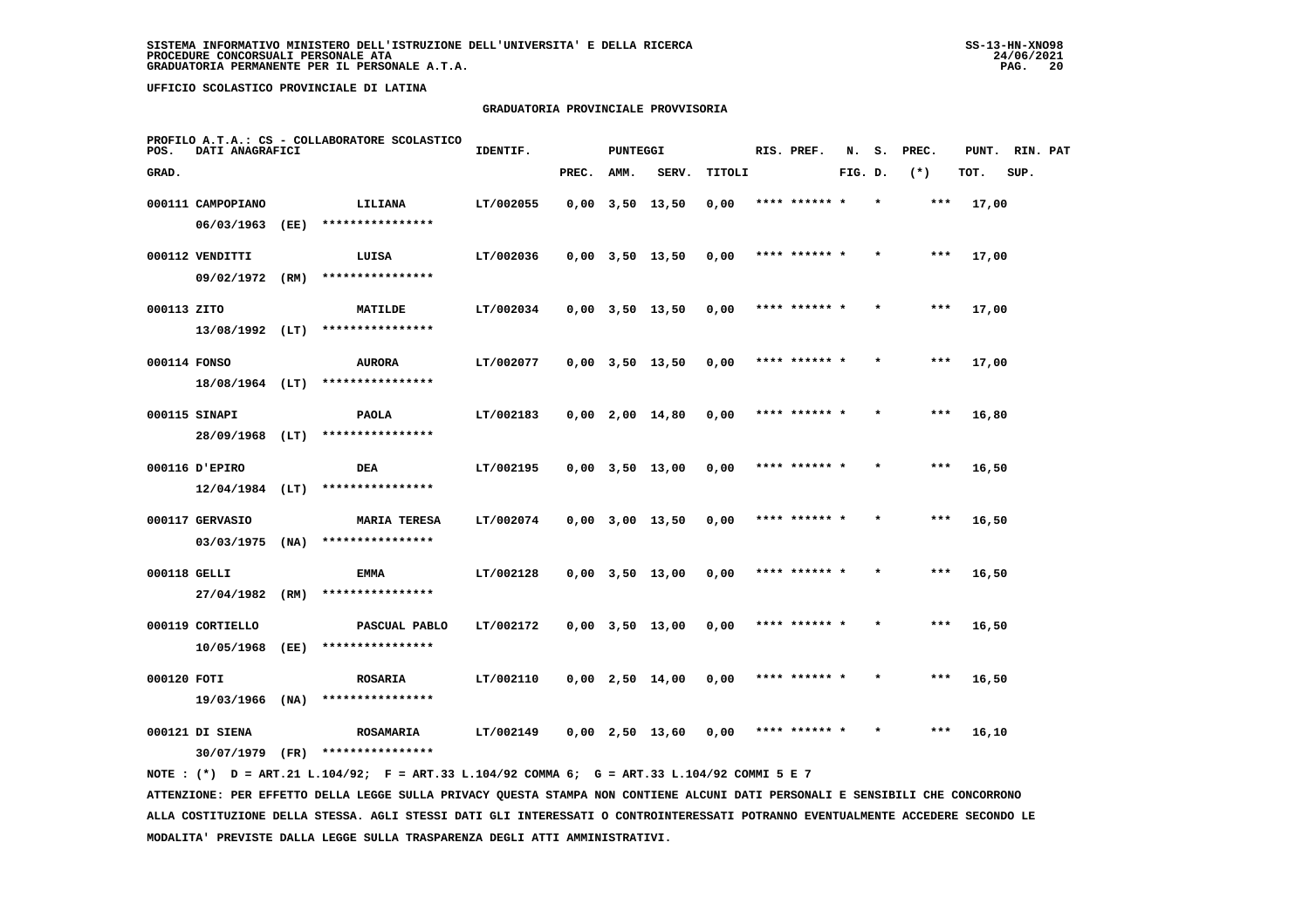SISTEMA INFORMATIVO MINISTERO DELL'ISTRUZIONE DELL'UNIVERSITA' E DELLA RICERCA
PROCEDURE CONCORSUALI PERSONALE ATA
GRADUATORIA PERMANENTE PER IL PERSONALE A.T.A.

UFFICIO SCOLASTICO PROVINCIALE DI LATINA

GRADUATORIA PROVINCIALE PROVVISORIA

PROFILO A.T.A.: CS - COLLABORATORE SCOLASTICO

| POS. GRAD. | DATI ANAGRAFICI | | IDENTIF. | PUNTEGGI PREC. | AMM. | SERV. | TITOLI | RIS. PREF. | N. FIG. | S. D. | PREC. (*) | PUNT. TOT. | RIN. SUP. | PAT |
|---|---|---|---|---|---|---|---|---|---|---|---|---|---|---|
| 000111 | CAMPOPIANO 06/03/1963 (EE) | LILIANA **************** | LT/002055 | 0,00 | 3,50 | 13,50 | 0,00 | **** ****** * | | * | *** | 17,00 | | |
| 000112 | VENDITTI 09/02/1972 (RM) | LUISA **************** | LT/002036 | 0,00 | 3,50 | 13,50 | 0,00 | **** ****** * | | * | *** | 17,00 | | |
| 000113 | ZITO 13/08/1992 (LT) | MATILDE **************** | LT/002034 | 0,00 | 3,50 | 13,50 | 0,00 | **** ****** * | | * | *** | 17,00 | | |
| 000114 | FONSO 18/08/1964 (LT) | AURORA **************** | LT/002077 | 0,00 | 3,50 | 13,50 | 0,00 | **** ****** * | | * | *** | 17,00 | | |
| 000115 | SINAPI 28/09/1968 (LT) | PAOLA **************** | LT/002183 | 0,00 | 2,00 | 14,80 | 0,00 | **** ****** * | | * | *** | 16,80 | | |
| 000116 | D'EPIRO 12/04/1984 (LT) | DEA **************** | LT/002195 | 0,00 | 3,50 | 13,00 | 0,00 | **** ****** * | | * | *** | 16,50 | | |
| 000117 | GERVASIO 03/03/1975 (NA) | MARIA TERESA **************** | LT/002074 | 0,00 | 3,00 | 13,50 | 0,00 | **** ****** * | | * | *** | 16,50 | | |
| 000118 | GELLI 27/04/1982 (RM) | EMMA **************** | LT/002128 | 0,00 | 3,50 | 13,00 | 0,00 | **** ****** * | | * | *** | 16,50 | | |
| 000119 | CORTIELLO 10/05/1968 (EE) | PASCUAL PABLO **************** | LT/002172 | 0,00 | 3,50 | 13,00 | 0,00 | **** ****** * | | * | *** | 16,50 | | |
| 000120 | FOTI 19/03/1966 (NA) | ROSARIA **************** | LT/002110 | 0,00 | 2,50 | 14,00 | 0,00 | **** ****** * | | * | *** | 16,50 | | |
| 000121 | DI SIENA 30/07/1979 (FR) | ROSAMARIA **************** | LT/002149 | 0,00 | 2,50 | 13,60 | 0,00 | **** ****** * | | * | *** | 16,10 | | |

NOTE : (*) D = ART.21 L.104/92; F = ART.33 L.104/92 COMMA 6; G = ART.33 L.104/92 COMMI 5 E 7

ATTENZIONE: PER EFFETTO DELLA LEGGE SULLA PRIVACY QUESTA STAMPA NON CONTIENE ALCUNI DATI PERSONALI E SENSIBILI CHE CONCORRONO ALLA COSTITUZIONE DELLA STESSA. AGLI STESSI DATI GLI INTERESSATI O CONTROINTERESSATI POTRANNO EVENTUALMENTE ACCEDERE SECONDO LE MODALITA' PREVISTE DALLA LEGGE SULLA TRASPARENZA DEGLI ATTI AMMINISTRATIVI.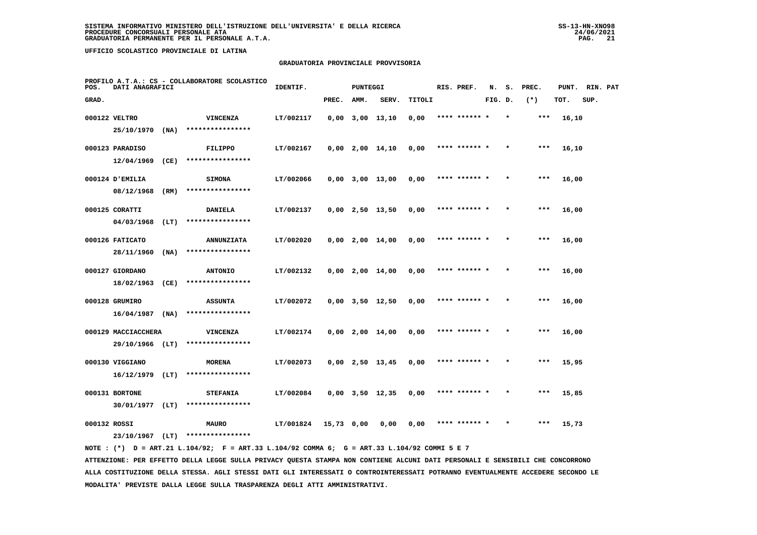SISTEMA INFORMATIVO MINISTERO DELL'ISTRUZIONE DELL'UNIVERSITA' E DELLA RICERCA
PROCEDURE CONCORSUALI PERSONALE ATA
GRADUATORIA PERMANENTE PER IL PERSONALE A.T.A.

SS-13-HN-XNO98
24/06/2021

UFFICIO SCOLASTICO PROVINCIALE DI LATINA

GRADUATORIA PROVINCIALE PROVVISORIA

PROFILO A.T.A.: CS - COLLABORATORE SCOLASTICO

| POS. GRAD. | DATI ANAGRAFICI | | IDENTIF. | PUNTEGGI PREC. | AMM. | SERV. | TITOLI | RIS. PREF. | N. FIG. | S. D. | PREC. (*) | PUNT. TOT. | RIN. SUP. | PAT |
|---|---|---|---|---|---|---|---|---|---|---|---|---|---|---|
| 000122 | VELTRO 25/10/1970 (NA) | VINCENZA **************** | LT/002117 | 0,00 | 3,00 | 13,10 | 0,00 | **** ****** * | | * | *** | 16,10 | | |
| 000123 | PARADISO 12/04/1969 (CE) | FILIPPO **************** | LT/002167 | 0,00 | 2,00 | 14,10 | 0,00 | **** ****** * | | * | *** | 16,10 | | |
| 000124 | D'EMILIA 08/12/1968 (RM) | SIMONA **************** | LT/002066 | 0,00 | 3,00 | 13,00 | 0,00 | **** ****** * | | * | *** | 16,00 | | |
| 000125 | CORATTI 04/03/1968 (LT) | DANIELA **************** | LT/002137 | 0,00 | 2,50 | 13,50 | 0,00 | **** ****** * | | * | *** | 16,00 | | |
| 000126 | FATICATO 28/11/1960 (NA) | ANNUNZIATA **************** | LT/002020 | 0,00 | 2,00 | 14,00 | 0,00 | **** ****** * | | * | *** | 16,00 | | |
| 000127 | GIORDANO 18/02/1963 (CE) | ANTONIO **************** | LT/002132 | 0,00 | 2,00 | 14,00 | 0,00 | **** ****** * | | * | *** | 16,00 | | |
| 000128 | GRUMIRO 16/04/1987 (NA) | ASSUNTA **************** | LT/002072 | 0,00 | 3,50 | 12,50 | 0,00 | **** ****** * | | * | *** | 16,00 | | |
| 000129 | MACCIACCHERA 29/10/1966 (LT) | VINCENZA **************** | LT/002174 | 0,00 | 2,00 | 14,00 | 0,00 | **** ****** * | | * | *** | 16,00 | | |
| 000130 | VIGGIANO 16/12/1979 (LT) | MORENA **************** | LT/002073 | 0,00 | 2,50 | 13,45 | 0,00 | **** ****** * | | * | *** | 15,95 | | |
| 000131 | BORTONE 30/01/1977 (LT) | STEFANIA **************** | LT/002084 | 0,00 | 3,50 | 12,35 | 0,00 | **** ****** * | | * | *** | 15,85 | | |
| 000132 | ROSSI 23/10/1967 (LT) | MAURO **************** | LT/001824 | 15,73 | 0,00 | 0,00 | 0,00 | **** ****** * | | * | *** | 15,73 | | |

NOTE : (*) D = ART.21 L.104/92; F = ART.33 L.104/92 COMMA 6; G = ART.33 L.104/92 COMMI 5 E 7

ATTENZIONE: PER EFFETTO DELLA LEGGE SULLA PRIVACY QUESTA STAMPA NON CONTIENE ALCUNI DATI PERSONALI E SENSIBILI CHE CONCORRONO ALLA COSTITUZIONE DELLA STESSA. AGLI STESSI DATI GLI INTERESSATI O CONTROINTERESSATI POTRANNO EVENTUALMENTE ACCEDERE SECONDO LE MODALITA' PREVISTE DALLA LEGGE SULLA TRASPARENZA DEGLI ATTI AMMINISTRATIVI.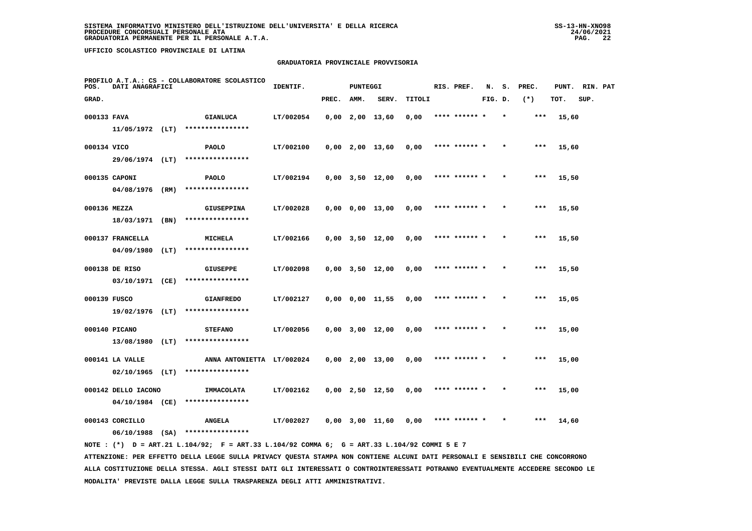SISTEMA INFORMATIVO MINISTERO DELL'ISTRUZIONE DELL'UNIVERSITA' E DELLA RICERCA
PROCEDURE CONCORSUALI PERSONALE ATA
GRADUATORIA PERMANENTE PER IL PERSONALE A.T.A.

UFFICIO SCOLASTICO PROVINCIALE DI LATINA

GRADUATORIA PROVINCIALE PROVVISORIA

PROFILO A.T.A.: CS - COLLABORATORE SCOLASTICO

| POS. GRAD. | DATI ANAGRAFICI | | IDENTIF. | PUNTEGGI PREC. | AMM. | SERV. | TITOLI | RIS. PREF. | N. FIG. | S. D. | PREC. (*) | PUNT. TOT. | RIN. SUP. | PAT |
|---|---|---|---|---|---|---|---|---|---|---|---|---|---|---|
| 000133 | FAVA | GIANLUCA | LT/002054 | 0,00 | 2,00 | 13,60 | 0,00 | **** ****** * | | * | *** | 15,60 | | |
| | 11/05/1972 (LT) | **************** | | | | | | | | | | | | |
| 000134 | VICO | PAOLO | LT/002100 | 0,00 | 2,00 | 13,60 | 0,00 | **** ****** * | | * | *** | 15,60 | | |
| | 29/06/1974 (LT) | **************** | | | | | | | | | | | | |
| 000135 | CAPONI | PAOLO | LT/002194 | 0,00 | 3,50 | 12,00 | 0,00 | **** ****** * | | * | *** | 15,50 | | |
| | 04/08/1976 (RM) | **************** | | | | | | | | | | | | |
| 000136 | MEZZA | GIUSEPPINA | LT/002028 | 0,00 | 0,00 | 13,00 | 0,00 | **** ****** * | | * | *** | 15,50 | | |
| | 18/03/1971 (BN) | **************** | | | | | | | | | | | | |
| 000137 | FRANCELLA | MICHELA | LT/002166 | 0,00 | 3,50 | 12,00 | 0,00 | **** ****** * | | * | *** | 15,50 | | |
| | 04/09/1980 (LT) | **************** | | | | | | | | | | | | |
| 000138 | DE RISO | GIUSEPPE | LT/002098 | 0,00 | 3,50 | 12,00 | 0,00 | **** ****** * | | * | *** | 15,50 | | |
| | 03/10/1971 (CE) | **************** | | | | | | | | | | | | |
| 000139 | FUSCO | GIANFREDO | LT/002127 | 0,00 | 0,00 | 11,55 | 0,00 | **** ****** * | | * | *** | 15,05 | | |
| | 19/02/1976 (LT) | **************** | | | | | | | | | | | | |
| 000140 | PICANO | STEFANO | LT/002056 | 0,00 | 3,00 | 12,00 | 0,00 | **** ****** * | | * | *** | 15,00 | | |
| | 13/08/1980 (LT) | **************** | | | | | | | | | | | | |
| 000141 | LA VALLE | ANNA ANTONIETTA | LT/002024 | 0,00 | 2,00 | 13,00 | 0,00 | **** ****** * | | * | *** | 15,00 | | |
| | 02/10/1965 (LT) | **************** | | | | | | | | | | | | |
| 000142 | DELLO IACONO | IMMACOLATA | LT/002162 | 0,00 | 2,50 | 12,50 | 0,00 | **** ****** * | | * | *** | 15,00 | | |
| | 04/10/1984 (CE) | **************** | | | | | | | | | | | | |
| 000143 | CORCILLO | ANGELA | LT/002027 | 0,00 | 3,00 | 11,60 | 0,00 | **** ****** * | | * | *** | 14,60 | | |
| | 06/10/1988 (SA) | **************** | | | | | | | | | | | | |

NOTE : (*) D = ART.21 L.104/92; F = ART.33 L.104/92 COMMA 6; G = ART.33 L.104/92 COMMI 5 E 7

ATTENZIONE: PER EFFETTO DELLA LEGGE SULLA PRIVACY QUESTA STAMPA NON CONTIENE ALCUNI DATI PERSONALI E SENSIBILI CHE CONCORRONO ALLA COSTITUZIONE DELLA STESSA. AGLI STESSI DATI GLI INTERESSATI O CONTROINTERESSATI POTRANNO EVENTUALMENTE ACCEDERE SECONDO LE MODALITA' PREVISTE DALLA LEGGE SULLA TRASPARENZA DEGLI ATTI AMMINISTRATIVI.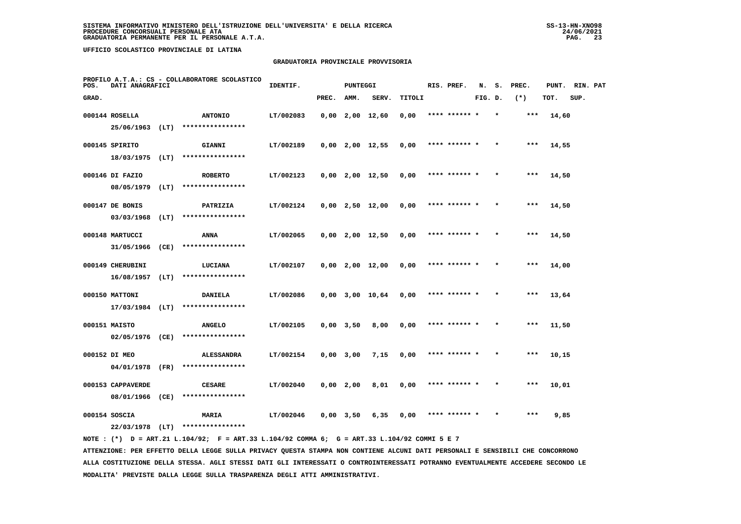SISTEMA INFORMATIVO MINISTERO DELL'ISTRUZIONE DELL'UNIVERSITA' E DELLA RICERCA
PROCEDURE CONCORSUALI PERSONALE ATA
GRADUATORIA PERMANENTE PER IL PERSONALE A.T.A.

UFFICIO SCOLASTICO PROVINCIALE DI LATINA

GRADUATORIA PROVINCIALE PROVVISORIA

PROFILO A.T.A.: CS - COLLABORATORE SCOLASTICO

| POS. GRAD. | DATI ANAGRAFICI | | IDENTIF. | PUNTEGGI PREC. | AMM. | SERV. | TITOLI | RIS. PREF. | N. FIG. | S. D. | PREC. (*) | PUNT. TOT. | RIN. SUP. | PAT |
|---|---|---|---|---|---|---|---|---|---|---|---|---|---|---|
| 000144 | ROSELLA 25/06/1963 (LT) | ANTONIO **************** | LT/002083 | 0,00 | 2,00 | 12,60 | 0,00 | **** ****** * | | * | *** | 14,60 | | |
| 000145 | SPIRITO 18/03/1975 (LT) | GIANNI **************** | LT/002189 | 0,00 | 2,00 | 12,55 | 0,00 | **** ****** * | | * | *** | 14,55 | | |
| 000146 | DI FAZIO 08/05/1979 (LT) | ROBERTO **************** | LT/002123 | 0,00 | 2,00 | 12,50 | 0,00 | **** ****** * | | * | *** | 14,50 | | |
| 000147 | DE BONIS 03/03/1968 (LT) | PATRIZIA **************** | LT/002124 | 0,00 | 2,50 | 12,00 | 0,00 | **** ****** * | | * | *** | 14,50 | | |
| 000148 | MARTUCCI 31/05/1966 (CE) | ANNA **************** | LT/002065 | 0,00 | 2,00 | 12,50 | 0,00 | **** ****** * | | * | *** | 14,50 | | |
| 000149 | CHERUBINI 16/08/1957 (LT) | LUCIANA **************** | LT/002107 | 0,00 | 2,00 | 12,00 | 0,00 | **** ****** * | | * | *** | 14,00 | | |
| 000150 | MATTONI 17/03/1984 (LT) | DANIELA **************** | LT/002086 | 0,00 | 3,00 | 10,64 | 0,00 | **** ****** * | | * | *** | 13,64 | | |
| 000151 | MAISTO 02/05/1976 (CE) | ANGELO **************** | LT/002105 | 0,00 | 3,50 | 8,00 | 0,00 | **** ****** * | | * | *** | 11,50 | | |
| 000152 | DI MEO 04/01/1978 (FR) | ALESSANDRA **************** | LT/002154 | 0,00 | 3,00 | 7,15 | 0,00 | **** ****** * | | * | *** | 10,15 | | |
| 000153 | CAPPAVERDE 08/01/1966 (CE) | CESARE **************** | LT/002040 | 0,00 | 2,00 | 8,01 | 0,00 | **** ****** * | | * | *** | 10,01 | | |
| 000154 | SOSCIA 22/03/1978 (LT) | MARIA **************** | LT/002046 | 0,00 | 3,50 | 6,35 | 0,00 | **** ****** * | | * | *** | 9,85 | | |

NOTE : (*) D = ART.21 L.104/92; F = ART.33 L.104/92 COMMA 6; G = ART.33 L.104/92 COMMI 5 E 7

ATTENZIONE: PER EFFETTO DELLA LEGGE SULLA PRIVACY QUESTA STAMPA NON CONTIENE ALCUNI DATI PERSONALI E SENSIBILI CHE CONCORRONO ALLA COSTITUZIONE DELLA STESSA. AGLI STESSI DATI GLI INTERESSATI O CONTROINTERESSATI POTRANNO EVENTUALMENTE ACCEDERE SECONDO LE MODALITA' PREVISTE DALLA LEGGE SULLA TRASPARENZA DEGLI ATTI AMMINISTRATIVI.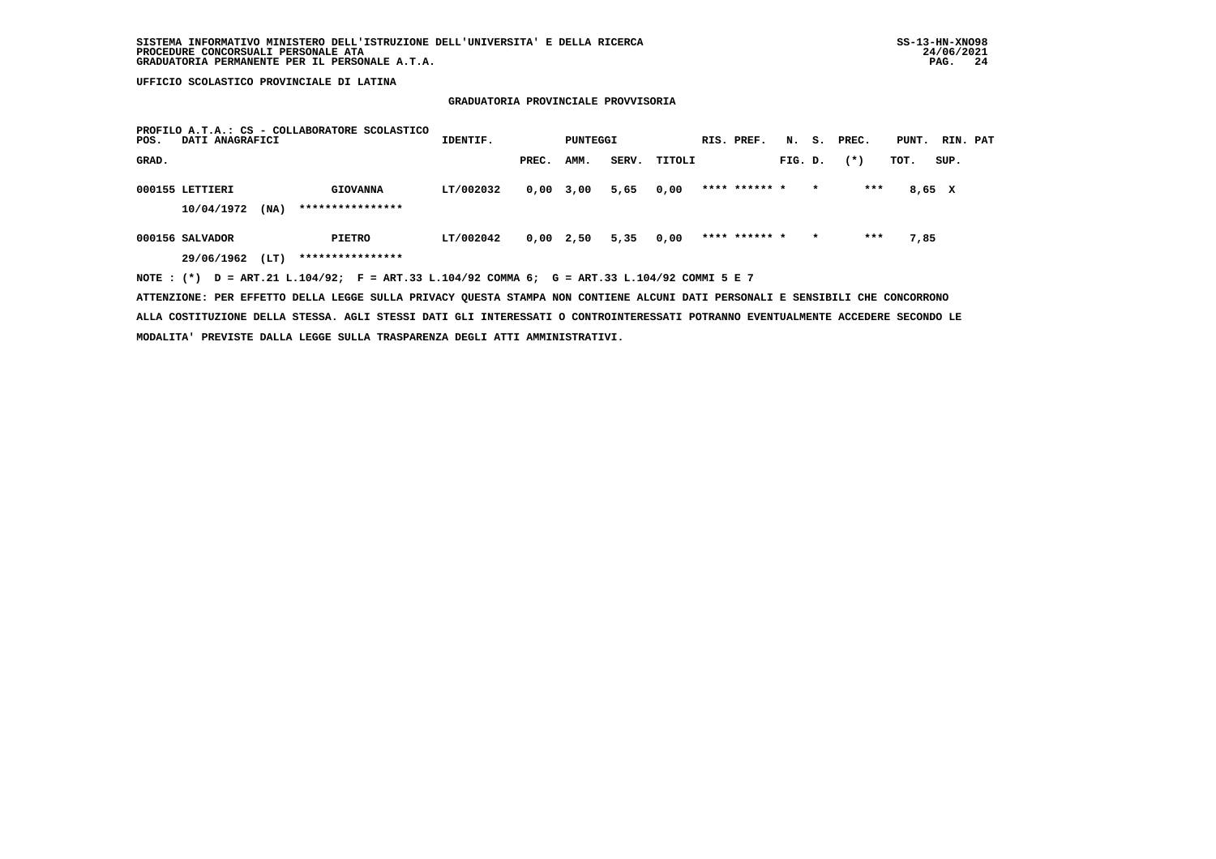**UFFICIO SCOLASTICO PROVINCIALE DI LATINA**

**GRADUATORIA PROVINCIALE PROVVISORIA**

PROFILO A.T.A.: CS - COLLABORATORE SCOLASTICO

| POS. GRAD. | DATI ANAGRAFICI | | IDENTIF. | PUNTEGGI PREC. | AMM. | SERV. | TITOLI | RIS. PREF. | N. FIG. | S. D. | PREC. (*) | PUNT. TOT. | RIN. SUP. | PAT |
|---|---|---|---|---|---|---|---|---|---|---|---|---|---|---|
| 000155 | LETTIERI 10/04/1972 (NA) | GIOVANNA **************** | LT/002032 | 0,00 | 3,00 | 5,65 | 0,00 | **** ****** | * | * | *** | 8,65 | X | |
| 000156 | SALVADOR 29/06/1962 (LT) | PIETRO **************** | LT/002042 | 0,00 | 2,50 | 5,35 | 0,00 | **** ****** | * | * | *** | 7,85 | | |

NOTE : (*) D = ART.21 L.104/92; F = ART.33 L.104/92 COMMA 6; G = ART.33 L.104/92 COMMI 5 E 7

ATTENZIONE: PER EFFETTO DELLA LEGGE SULLA PRIVACY QUESTA STAMPA NON CONTIENE ALCUNI DATI PERSONALI E SENSIBILI CHE CONCORRONO ALLA COSTITUZIONE DELLA STESSA. AGLI STESSI DATI GLI INTERESSATI O CONTROINTERESSATI POTRANNO EVENTUALMENTE ACCEDERE SECONDO LE MODALITA' PREVISTE DALLA LEGGE SULLA TRASPARENZA DEGLI ATTI AMMINISTRATIVI.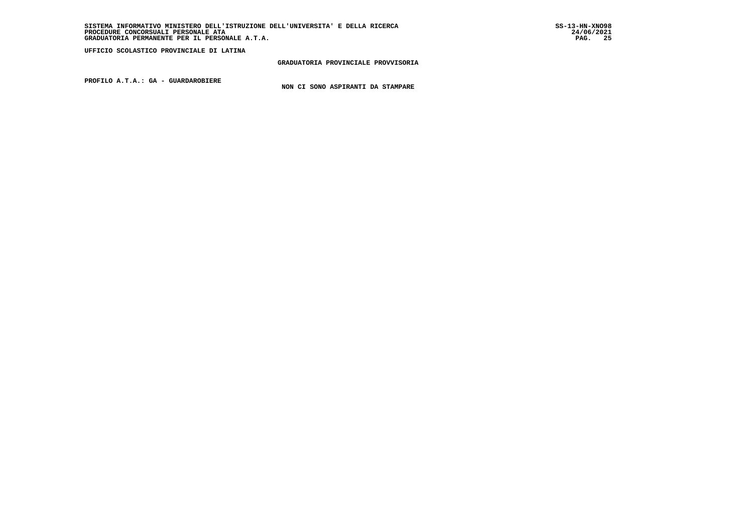UFFICIO SCOLASTICO PROVINCIALE DI LATINA

**GRADUATORIA PROVINCIALE PROVVISORIA**

**PROFILO A.T.A.: GA - GUARDAROBIERE**

**NON CI SONO ASPIRANTI DA STAMPARE**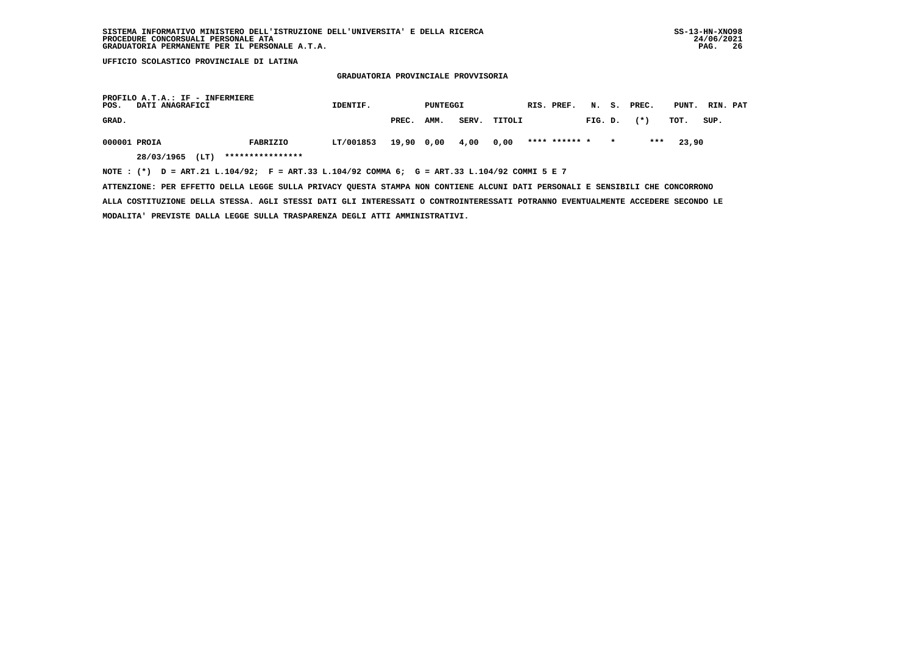UFFICIO SCOLASTICO PROVINCIALE DI LATINA

## GRADUATORIA PROVINCIALE PROVVISORIA

PROFILO A.T.A.: IF - INFERMIERE

| POS. GRAD. | DATI ANAGRAFICI | | IDENTIF. | PUNTEGGI PREC. | AMM. | SERV. | TITOLI | RIS. PREF. | N. FIG. | S. D. | PREC. (*) | PUNT. TOT. | RIN. SUP. | PAT |
|---|---|---|---|---|---|---|---|---|---|---|---|---|---|---|
| 000001 | PROIA | FABRIZIO | LT/001853 | 19,90 | 0,00 | 4,00 | 0,00 | **** ****** | * | * | *** | 23,90 | | |
| | 28/03/1965 (LT) | **************** | | | | | | | | | | | | |

NOTE : (*) D = ART.21 L.104/92; F = ART.33 L.104/92 COMMA 6; G = ART.33 L.104/92 COMMI 5 E 7

ATTENZIONE: PER EFFETTO DELLA LEGGE SULLA PRIVACY QUESTA STAMPA NON CONTIENE ALCUNI DATI PERSONALI E SENSIBILI CHE CONCORRONO ALLA COSTITUZIONE DELLA STESSA. AGLI STESSI DATI GLI INTERESSATI O CONTROINTERESSATI POTRANNO EVENTUALMENTE ACCEDERE SECONDO LE MODALITA' PREVISTE DALLA LEGGE SULLA TRASPARENZA DEGLI ATTI AMMINISTRATIVI.